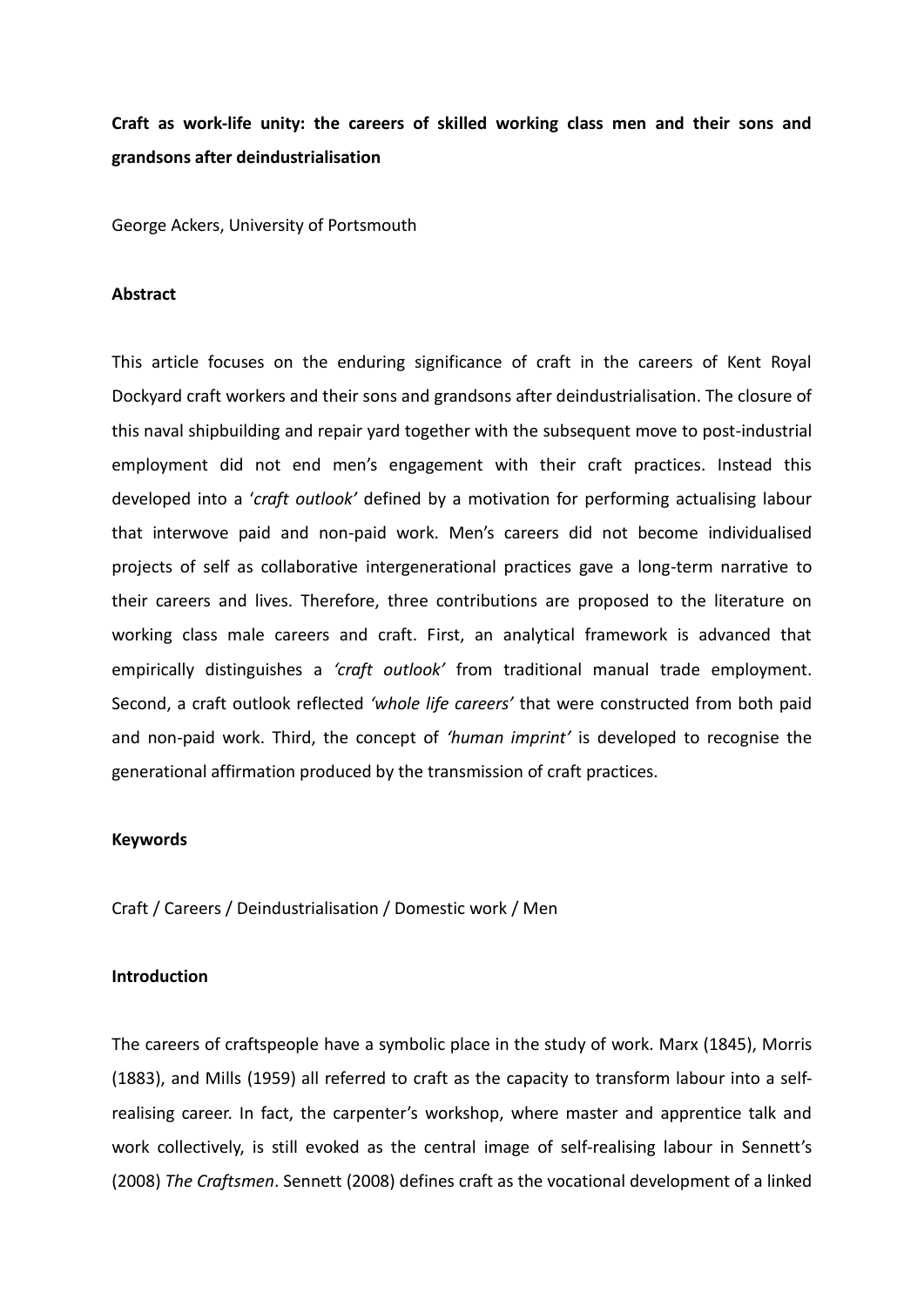**Craft as work-life unity: the careers of skilled working class men and their sons and grandsons after deindustrialisation**

George Ackers, University of Portsmouth

## Abstract

This article focuses on the enduring significance of craft in the careers of Kent Royal Dockyard craft workers and their sons and grandsons after deindustrialisation. The closure of this naval shipbuilding and repair yard together with the subsequent move to post-industrial employment did not end men's engagement with their craft practices. Instead this developed into a '*craft outlook'* defined by a motivation for performing actualising labour that interwove paid and non-paid work. Men's careers did not become individualised projects of self as collaborative intergenerational practices gave a long-term narrative to their careers and lives. Therefore, three contributions are proposed to the literature on working class male careers and craft. First, an analytical framework is advanced that empirically distinguishes a *'craft outlook'* from traditional manual trade employment. Second, a craft outlook reflected *'whole life careers'* that were constructed from both paid and non-paid work. Third, the concept of *'human imprint'* is developed to recognise the generational affirmation produced by the transmission of craft practices.

## Keywords

Craft / Careers / Deindustrialisation / Domestic work / Men

## Introduction

The careers of craftspeople have a symbolic place in the study of work. Marx (1845), Morris (1883), and Mills (1959) all referred to craft as the capacity to transform labour into a self-realising career. In fact, the carpenter's workshop, where master and apprentice talk and work collectively, is still evoked as the central image of self-realising labour in Sennett's (2008) *The Craftsmen*. Sennett (2008) defines craft as the vocational development of a linked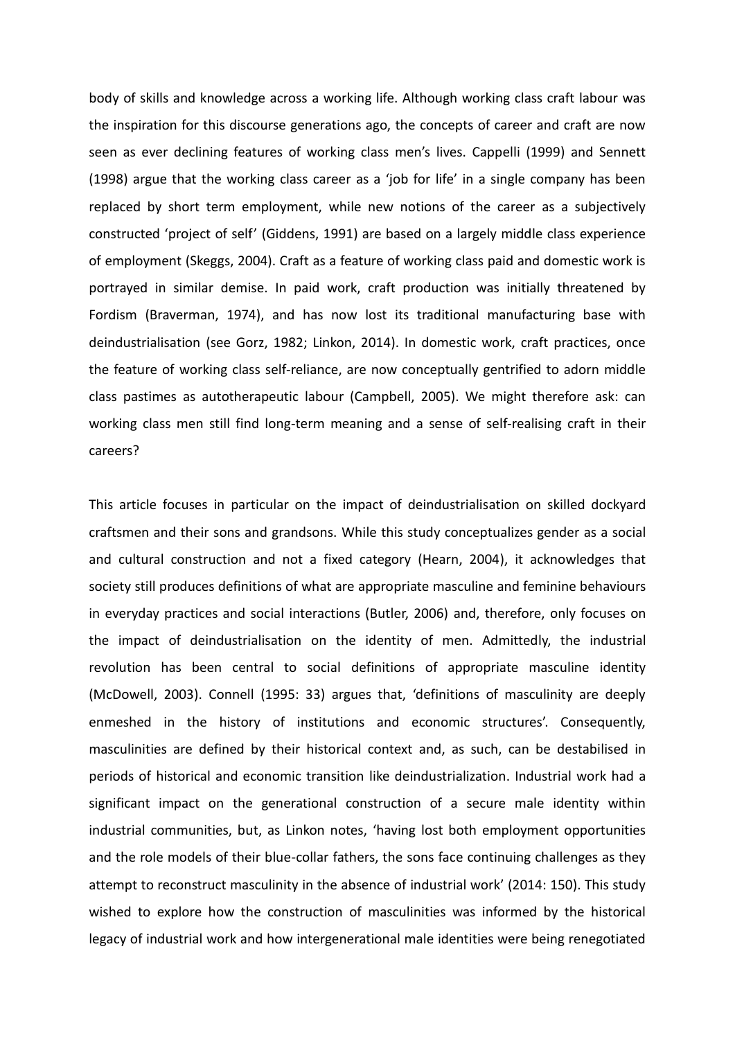body of skills and knowledge across a working life. Although working class craft labour was the inspiration for this discourse generations ago, the concepts of career and craft are now seen as ever declining features of working class men's lives. Cappelli (1999) and Sennett (1998) argue that the working class career as a 'job for life' in a single company has been replaced by short term employment, while new notions of the career as a subjectively constructed 'project of self' (Giddens, 1991) are based on a largely middle class experience of employment (Skeggs, 2004). Craft as a feature of working class paid and domestic work is portrayed in similar demise. In paid work, craft production was initially threatened by Fordism (Braverman, 1974), and has now lost its traditional manufacturing base with deindustrialisation (see Gorz, 1982; Linkon, 2014). In domestic work, craft practices, once the feature of working class self-reliance, are now conceptually gentrified to adorn middle class pastimes as autotherapeutic labour (Campbell, 2005). We might therefore ask: can working class men still find long-term meaning and a sense of self-realising craft in their careers?

This article focuses in particular on the impact of deindustrialisation on skilled dockyard craftsmen and their sons and grandsons. While this study conceptualizes gender as a social and cultural construction and not a fixed category (Hearn, 2004), it acknowledges that society still produces definitions of what are appropriate masculine and feminine behaviours in everyday practices and social interactions (Butler, 2006) and, therefore, only focuses on the impact of deindustrialisation on the identity of men. Admittedly, the industrial revolution has been central to social definitions of appropriate masculine identity (McDowell, 2003). Connell (1995: 33) argues that, 'definitions of masculinity are deeply enmeshed in the history of institutions and economic structures'. Consequently, masculinities are defined by their historical context and, as such, can be destabilised in periods of historical and economic transition like deindustrialization. Industrial work had a significant impact on the generational construction of a secure male identity within industrial communities, but, as Linkon notes, 'having lost both employment opportunities and the role models of their blue-collar fathers, the sons face continuing challenges as they attempt to reconstruct masculinity in the absence of industrial work' (2014: 150). This study wished to explore how the construction of masculinities was informed by the historical legacy of industrial work and how intergenerational male identities were being renegotiated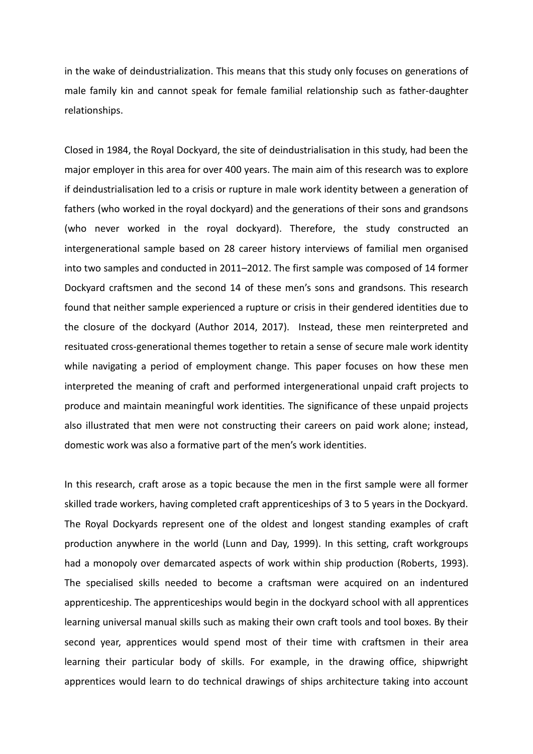in the wake of deindustrialization. This means that this study only focuses on generations of male family kin and cannot speak for female familial relationship such as father-daughter relationships.

Closed in 1984, the Royal Dockyard, the site of deindustrialisation in this study, had been the major employer in this area for over 400 years. The main aim of this research was to explore if deindustrialisation led to a crisis or rupture in male work identity between a generation of fathers (who worked in the royal dockyard) and the generations of their sons and grandsons (who never worked in the royal dockyard). Therefore, the study constructed an intergenerational sample based on 28 career history interviews of familial men organised into two samples and conducted in 2011–2012. The first sample was composed of 14 former Dockyard craftsmen and the second 14 of these men's sons and grandsons. This research found that neither sample experienced a rupture or crisis in their gendered identities due to the closure of the dockyard (Author 2014, 2017). Instead, these men reinterpreted and resituated cross-generational themes together to retain a sense of secure male work identity while navigating a period of employment change. This paper focuses on how these men interpreted the meaning of craft and performed intergenerational unpaid craft projects to produce and maintain meaningful work identities. The significance of these unpaid projects also illustrated that men were not constructing their careers on paid work alone; instead, domestic work was also a formative part of the men's work identities.

In this research, craft arose as a topic because the men in the first sample were all former skilled trade workers, having completed craft apprenticeships of 3 to 5 years in the Dockyard. The Royal Dockyards represent one of the oldest and longest standing examples of craft production anywhere in the world (Lunn and Day, 1999). In this setting, craft workgroups had a monopoly over demarcated aspects of work within ship production (Roberts, 1993). The specialised skills needed to become a craftsman were acquired on an indentured apprenticeship. The apprenticeships would begin in the dockyard school with all apprentices learning universal manual skills such as making their own craft tools and tool boxes. By their second year, apprentices would spend most of their time with craftsmen in their area learning their particular body of skills. For example, in the drawing office, shipwright apprentices would learn to do technical drawings of ships architecture taking into account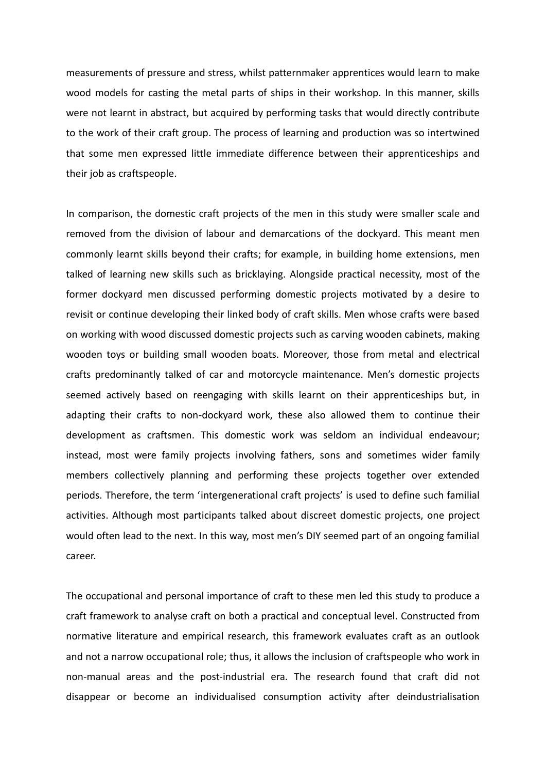measurements of pressure and stress, whilst patternmaker apprentices would learn to make wood models for casting the metal parts of ships in their workshop. In this manner, skills were not learnt in abstract, but acquired by performing tasks that would directly contribute to the work of their craft group. The process of learning and production was so intertwined that some men expressed little immediate difference between their apprenticeships and their job as craftspeople.

In comparison, the domestic craft projects of the men in this study were smaller scale and removed from the division of labour and demarcations of the dockyard. This meant men commonly learnt skills beyond their crafts; for example, in building home extensions, men talked of learning new skills such as bricklaying. Alongside practical necessity, most of the former dockyard men discussed performing domestic projects motivated by a desire to revisit or continue developing their linked body of craft skills. Men whose crafts were based on working with wood discussed domestic projects such as carving wooden cabinets, making wooden toys or building small wooden boats. Moreover, those from metal and electrical crafts predominantly talked of car and motorcycle maintenance. Men's domestic projects seemed actively based on reengaging with skills learnt on their apprenticeships but, in adapting their crafts to non-dockyard work, these also allowed them to continue their development as craftsmen. This domestic work was seldom an individual endeavour; instead, most were family projects involving fathers, sons and sometimes wider family members collectively planning and performing these projects together over extended periods. Therefore, the term 'intergenerational craft projects' is used to define such familial activities. Although most participants talked about discreet domestic projects, one project would often lead to the next. In this way, most men's DIY seemed part of an ongoing familial career.

The occupational and personal importance of craft to these men led this study to produce a craft framework to analyse craft on both a practical and conceptual level. Constructed from normative literature and empirical research, this framework evaluates craft as an outlook and not a narrow occupational role; thus, it allows the inclusion of craftspeople who work in non-manual areas and the post-industrial era. The research found that craft did not disappear or become an individualised consumption activity after deindustrialisation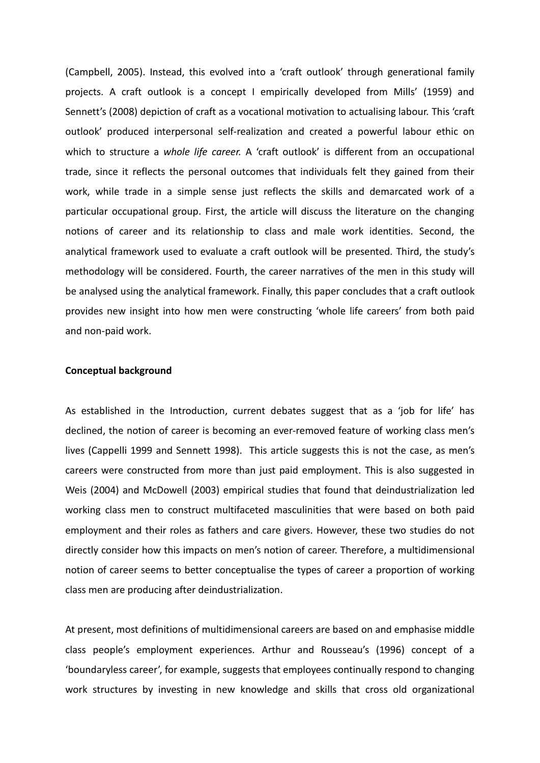(Campbell, 2005). Instead, this evolved into a 'craft outlook' through generational family projects. A craft outlook is a concept I empirically developed from Mills' (1959) and Sennett's (2008) depiction of craft as a vocational motivation to actualising labour. This 'craft outlook' produced interpersonal self-realization and created a powerful labour ethic on which to structure a *whole life career.* A 'craft outlook' is different from an occupational trade, since it reflects the personal outcomes that individuals felt they gained from their work, while trade in a simple sense just reflects the skills and demarcated work of a particular occupational group. First, the article will discuss the literature on the changing notions of career and its relationship to class and male work identities. Second, the analytical framework used to evaluate a craft outlook will be presented. Third, the study's methodology will be considered. Fourth, the career narratives of the men in this study will be analysed using the analytical framework. Finally, this paper concludes that a craft outlook provides new insight into how men were constructing 'whole life careers' from both paid and non-paid work.

**Conceptual background**

As established in the Introduction, current debates suggest that as a 'job for life' has declined, the notion of career is becoming an ever-removed feature of working class men's lives (Cappelli 1999 and Sennett 1998). This article suggests this is not the case, as men's careers were constructed from more than just paid employment. This is also suggested in Weis (2004) and McDowell (2003) empirical studies that found that deindustrialization led working class men to construct multifaceted masculinities that were based on both paid employment and their roles as fathers and care givers. However, these two studies do not directly consider how this impacts on men's notion of career. Therefore, a multidimensional notion of career seems to better conceptualise the types of career a proportion of working class men are producing after deindustrialization.

At present, most definitions of multidimensional careers are based on and emphasise middle class people's employment experiences. Arthur and Rousseau's (1996) concept of a 'boundaryless career', for example, suggests that employees continually respond to changing work structures by investing in new knowledge and skills that cross old organizational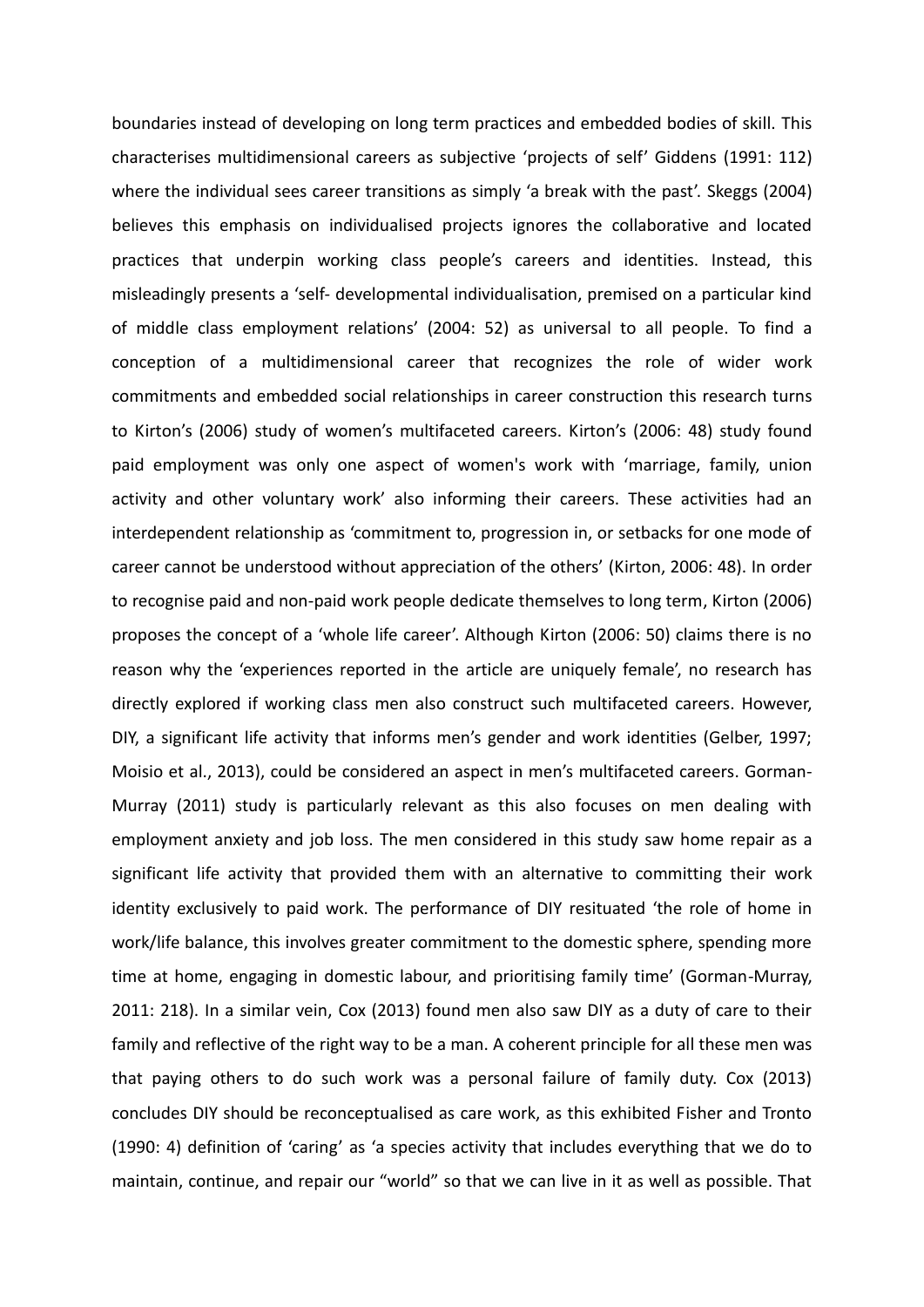boundaries instead of developing on long term practices and embedded bodies of skill. This characterises multidimensional careers as subjective 'projects of self' Giddens (1991: 112) where the individual sees career transitions as simply 'a break with the past'. Skeggs (2004) believes this emphasis on individualised projects ignores the collaborative and located practices that underpin working class people's careers and identities. Instead, this misleadingly presents a 'self- developmental individualisation, premised on a particular kind of middle class employment relations' (2004: 52) as universal to all people. To find a conception of a multidimensional career that recognizes the role of wider work commitments and embedded social relationships in career construction this research turns to Kirton's (2006) study of women's multifaceted careers. Kirton's (2006: 48) study found paid employment was only one aspect of women's work with 'marriage, family, union activity and other voluntary work' also informing their careers. These activities had an interdependent relationship as 'commitment to, progression in, or setbacks for one mode of career cannot be understood without appreciation of the others' (Kirton, 2006: 48). In order to recognise paid and non-paid work people dedicate themselves to long term, Kirton (2006) proposes the concept of a 'whole life career'. Although Kirton (2006: 50) claims there is no reason why the 'experiences reported in the article are uniquely female', no research has directly explored if working class men also construct such multifaceted careers. However, DIY, a significant life activity that informs men's gender and work identities (Gelber, 1997; Moisio et al., 2013), could be considered an aspect in men's multifaceted careers. Gorman-Murray (2011) study is particularly relevant as this also focuses on men dealing with employment anxiety and job loss. The men considered in this study saw home repair as a significant life activity that provided them with an alternative to committing their work identity exclusively to paid work. The performance of DIY resituated 'the role of home in work/life balance, this involves greater commitment to the domestic sphere, spending more time at home, engaging in domestic labour, and prioritising family time' (Gorman-Murray, 2011: 218). In a similar vein, Cox (2013) found men also saw DIY as a duty of care to their family and reflective of the right way to be a man. A coherent principle for all these men was that paying others to do such work was a personal failure of family duty. Cox (2013) concludes DIY should be reconceptualised as care work, as this exhibited Fisher and Tronto (1990: 4) definition of 'caring' as 'a species activity that includes everything that we do to maintain, continue, and repair our "world" so that we can live in it as well as possible. That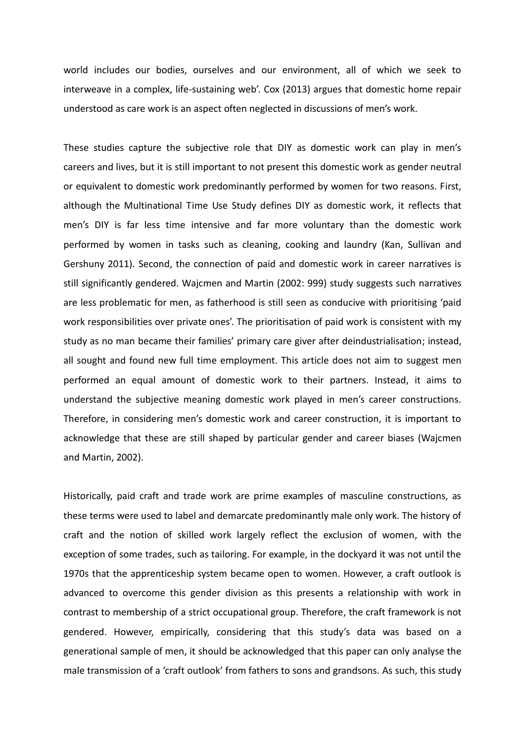world includes our bodies, ourselves and our environment, all of which we seek to interweave in a complex, life-sustaining web'. Cox (2013) argues that domestic home repair understood as care work is an aspect often neglected in discussions of men's work.

These studies capture the subjective role that DIY as domestic work can play in men's careers and lives, but it is still important to not present this domestic work as gender neutral or equivalent to domestic work predominantly performed by women for two reasons. First, although the Multinational Time Use Study defines DIY as domestic work, it reflects that men's DIY is far less time intensive and far more voluntary than the domestic work performed by women in tasks such as cleaning, cooking and laundry (Kan, Sullivan and Gershuny 2011). Second, the connection of paid and domestic work in career narratives is still significantly gendered. Wajcmen and Martin (2002: 999) study suggests such narratives are less problematic for men, as fatherhood is still seen as conducive with prioritising 'paid work responsibilities over private ones'. The prioritisation of paid work is consistent with my study as no man became their families' primary care giver after deindustrialisation; instead, all sought and found new full time employment. This article does not aim to suggest men performed an equal amount of domestic work to their partners. Instead, it aims to understand the subjective meaning domestic work played in men's career constructions. Therefore, in considering men's domestic work and career construction, it is important to acknowledge that these are still shaped by particular gender and career biases (Wajcmen and Martin, 2002).

Historically, paid craft and trade work are prime examples of masculine constructions, as these terms were used to label and demarcate predominantly male only work. The history of craft and the notion of skilled work largely reflect the exclusion of women, with the exception of some trades, such as tailoring. For example, in the dockyard it was not until the 1970s that the apprenticeship system became open to women. However, a craft outlook is advanced to overcome this gender division as this presents a relationship with work in contrast to membership of a strict occupational group. Therefore, the craft framework is not gendered. However, empirically, considering that this study's data was based on a generational sample of men, it should be acknowledged that this paper can only analyse the male transmission of a 'craft outlook' from fathers to sons and grandsons. As such, this study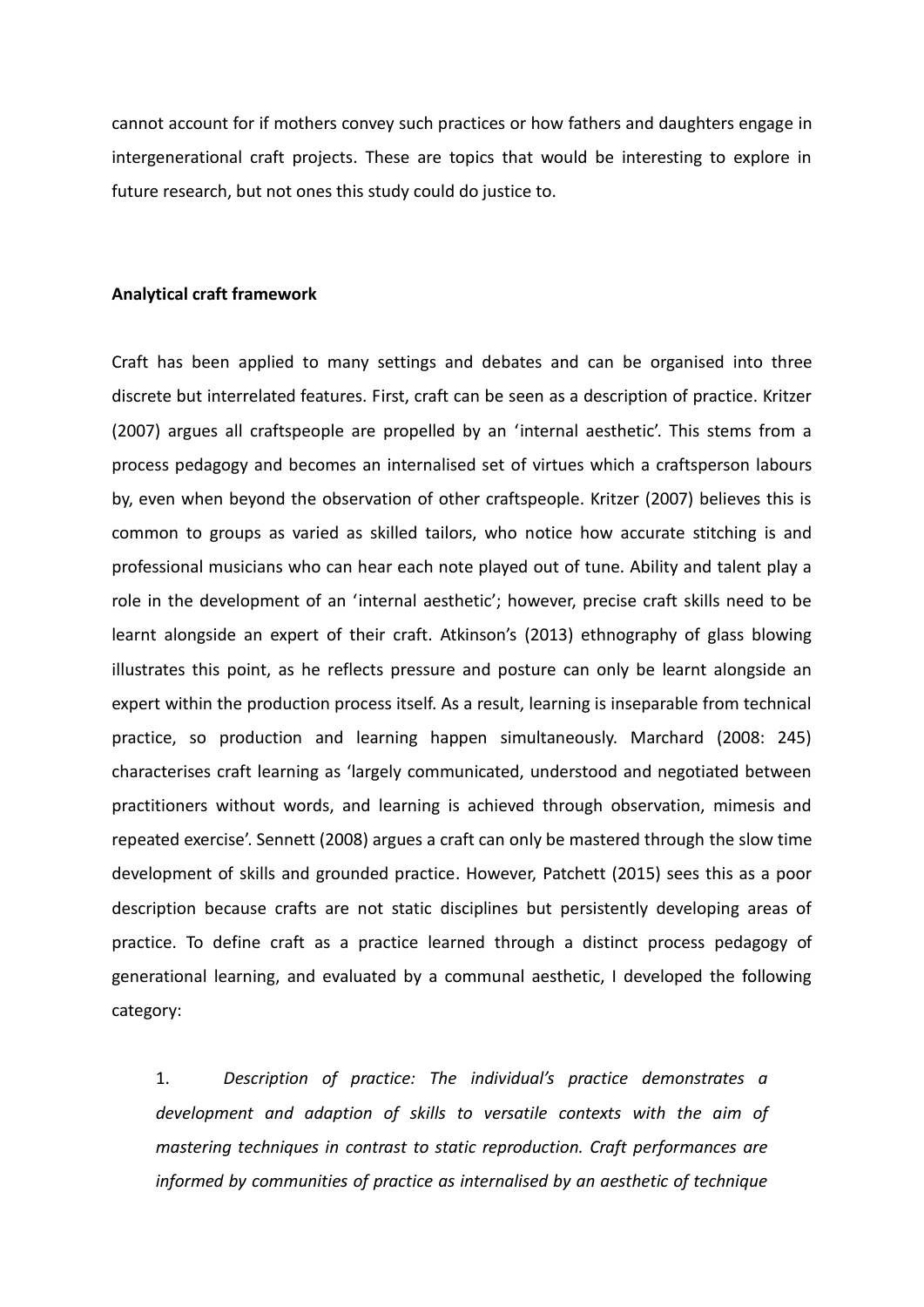cannot account for if mothers convey such practices or how fathers and daughters engage in intergenerational craft projects. These are topics that would be interesting to explore in future research, but not ones this study could do justice to.

## Analytical craft framework

Craft has been applied to many settings and debates and can be organised into three discrete but interrelated features. First, craft can be seen as a description of practice. Kritzer (2007) argues all craftspeople are propelled by an 'internal aesthetic'. This stems from a process pedagogy and becomes an internalised set of virtues which a craftsperson labours by, even when beyond the observation of other craftspeople. Kritzer (2007) believes this is common to groups as varied as skilled tailors, who notice how accurate stitching is and professional musicians who can hear each note played out of tune. Ability and talent play a role in the development of an 'internal aesthetic'; however, precise craft skills need to be learnt alongside an expert of their craft. Atkinson's (2013) ethnography of glass blowing illustrates this point, as he reflects pressure and posture can only be learnt alongside an expert within the production process itself. As a result, learning is inseparable from technical practice, so production and learning happen simultaneously. Marchard (2008: 245) characterises craft learning as 'largely communicated, understood and negotiated between practitioners without words, and learning is achieved through observation, mimesis and repeated exercise'. Sennett (2008) argues a craft can only be mastered through the slow time development of skills and grounded practice. However, Patchett (2015) sees this as a poor description because crafts are not static disciplines but persistently developing areas of practice. To define craft as a practice learned through a distinct process pedagogy of generational learning, and evaluated by a communal aesthetic, I developed the following category:

1. *Description of practice: The individual's practice demonstrates a development and adaption of skills to versatile contexts with the aim of mastering techniques in contrast to static reproduction. Craft performances are informed by communities of practice as internalised by an aesthetic of technique*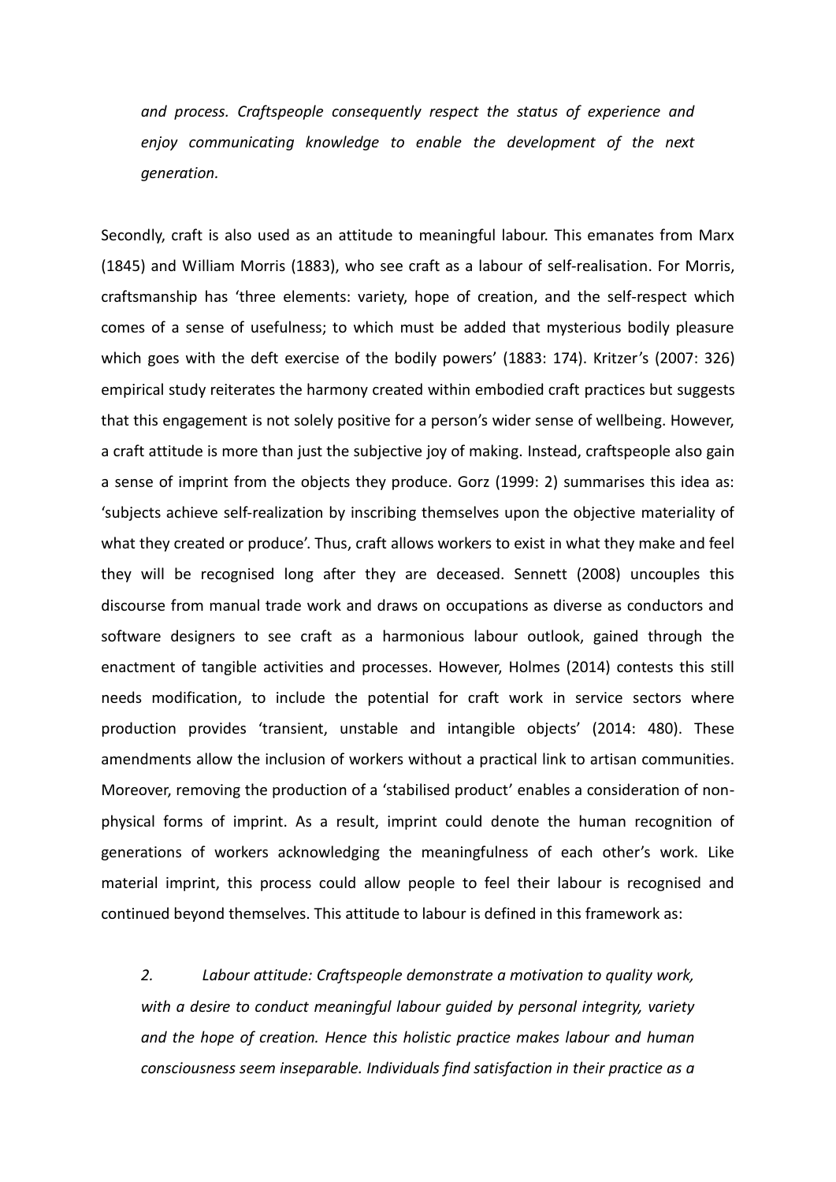*and process. Craftspeople consequently respect the status of experience and enjoy communicating knowledge to enable the development of the next generation.*

Secondly, craft is also used as an attitude to meaningful labour. This emanates from Marx (1845) and William Morris (1883), who see craft as a labour of self-realisation. For Morris, craftsmanship has 'three elements: variety, hope of creation, and the self-respect which comes of a sense of usefulness; to which must be added that mysterious bodily pleasure which goes with the deft exercise of the bodily powers' (1883: 174). Kritzer's (2007: 326) empirical study reiterates the harmony created within embodied craft practices but suggests that this engagement is not solely positive for a person's wider sense of wellbeing. However, a craft attitude is more than just the subjective joy of making. Instead, craftspeople also gain a sense of imprint from the objects they produce. Gorz (1999: 2) summarises this idea as: 'subjects achieve self-realization by inscribing themselves upon the objective materiality of what they created or produce'. Thus, craft allows workers to exist in what they make and feel they will be recognised long after they are deceased. Sennett (2008) uncouples this discourse from manual trade work and draws on occupations as diverse as conductors and software designers to see craft as a harmonious labour outlook, gained through the enactment of tangible activities and processes. However, Holmes (2014) contests this still needs modification, to include the potential for craft work in service sectors where production provides 'transient, unstable and intangible objects' (2014: 480). These amendments allow the inclusion of workers without a practical link to artisan communities. Moreover, removing the production of a 'stabilised product' enables a consideration of non-physical forms of imprint. As a result, imprint could denote the human recognition of generations of workers acknowledging the meaningfulness of each other's work. Like material imprint, this process could allow people to feel their labour is recognised and continued beyond themselves. This attitude to labour is defined in this framework as:

*2. Labour attitude: Craftspeople demonstrate a motivation to quality work, with a desire to conduct meaningful labour guided by personal integrity, variety and the hope of creation. Hence this holistic practice makes labour and human consciousness seem inseparable. Individuals find satisfaction in their practice as a*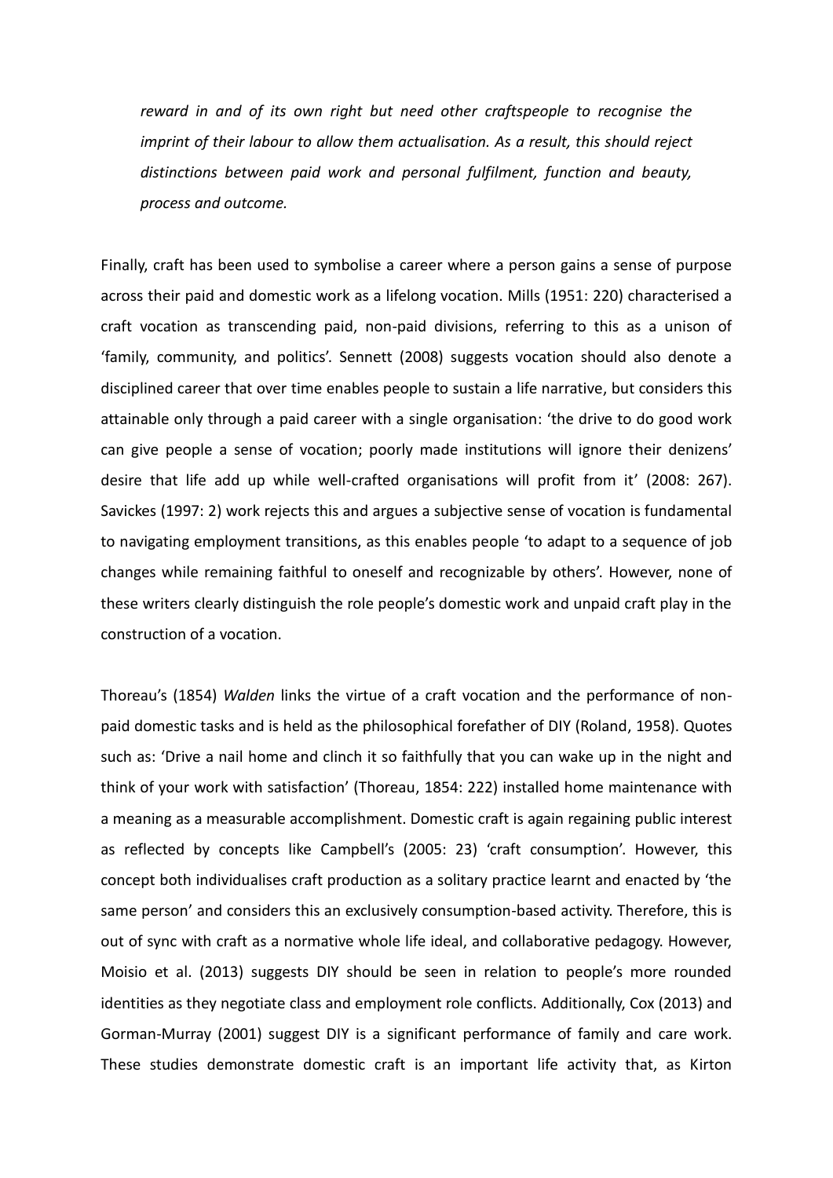*reward in and of its own right but need other craftspeople to recognise the imprint of their labour to allow them actualisation. As a result, this should reject distinctions between paid work and personal fulfilment, function and beauty, process and outcome.*

Finally, craft has been used to symbolise a career where a person gains a sense of purpose across their paid and domestic work as a lifelong vocation. Mills (1951: 220) characterised a craft vocation as transcending paid, non-paid divisions, referring to this as a unison of 'family, community, and politics'. Sennett (2008) suggests vocation should also denote a disciplined career that over time enables people to sustain a life narrative, but considers this attainable only through a paid career with a single organisation: 'the drive to do good work can give people a sense of vocation; poorly made institutions will ignore their denizens' desire that life add up while well-crafted organisations will profit from it' (2008: 267). Savickes (1997: 2) work rejects this and argues a subjective sense of vocation is fundamental to navigating employment transitions, as this enables people 'to adapt to a sequence of job changes while remaining faithful to oneself and recognizable by others'. However, none of these writers clearly distinguish the role people's domestic work and unpaid craft play in the construction of a vocation.

Thoreau's (1854) *Walden* links the virtue of a craft vocation and the performance of non-paid domestic tasks and is held as the philosophical forefather of DIY (Roland, 1958). Quotes such as: 'Drive a nail home and clinch it so faithfully that you can wake up in the night and think of your work with satisfaction' (Thoreau, 1854: 222) installed home maintenance with a meaning as a measurable accomplishment. Domestic craft is again regaining public interest as reflected by concepts like Campbell's (2005: 23) 'craft consumption'. However, this concept both individualises craft production as a solitary practice learnt and enacted by 'the same person' and considers this an exclusively consumption-based activity. Therefore, this is out of sync with craft as a normative whole life ideal, and collaborative pedagogy. However, Moisio et al. (2013) suggests DIY should be seen in relation to people's more rounded identities as they negotiate class and employment role conflicts. Additionally, Cox (2013) and Gorman-Murray (2001) suggest DIY is a significant performance of family and care work. These studies demonstrate domestic craft is an important life activity that, as Kirton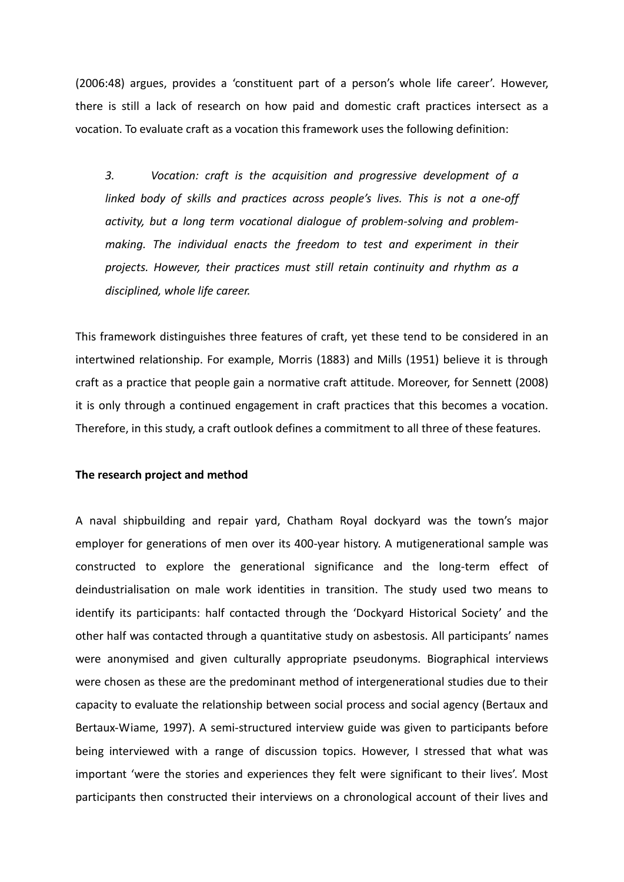(2006:48) argues, provides a 'constituent part of a person's whole life career'. However, there is still a lack of research on how paid and domestic craft practices intersect as a vocation. To evaluate craft as a vocation this framework uses the following definition:

> *3. Vocation: craft is the acquisition and progressive development of a linked body of skills and practices across people's lives. This is not a one-off activity, but a long term vocational dialogue of problem-solving and problem-making. The individual enacts the freedom to test and experiment in their projects. However, their practices must still retain continuity and rhythm as a disciplined, whole life career.*

This framework distinguishes three features of craft, yet these tend to be considered in an intertwined relationship. For example, Morris (1883) and Mills (1951) believe it is through craft as a practice that people gain a normative craft attitude. Moreover, for Sennett (2008) it is only through a continued engagement in craft practices that this becomes a vocation. Therefore, in this study, a craft outlook defines a commitment to all three of these features.

**The research project and method**

A naval shipbuilding and repair yard, Chatham Royal dockyard was the town's major employer for generations of men over its 400-year history. A mutigenerational sample was constructed to explore the generational significance and the long-term effect of deindustrialisation on male work identities in transition. The study used two means to identify its participants: half contacted through the 'Dockyard Historical Society' and the other half was contacted through a quantitative study on asbestosis. All participants' names were anonymised and given culturally appropriate pseudonyms. Biographical interviews were chosen as these are the predominant method of intergenerational studies due to their capacity to evaluate the relationship between social process and social agency (Bertaux and Bertaux-Wiame, 1997). A semi-structured interview guide was given to participants before being interviewed with a range of discussion topics. However, I stressed that what was important 'were the stories and experiences they felt were significant to their lives'. Most participants then constructed their interviews on a chronological account of their lives and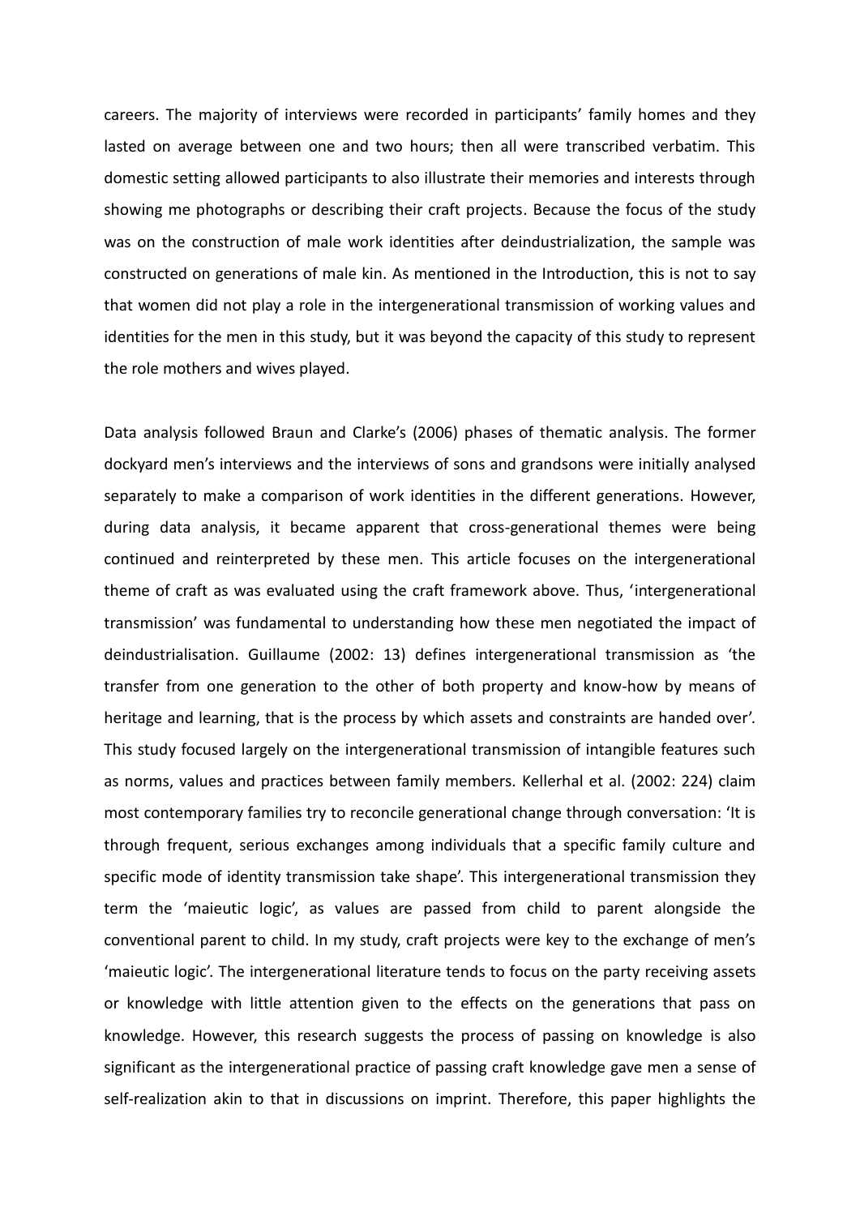careers. The majority of interviews were recorded in participants' family homes and they lasted on average between one and two hours; then all were transcribed verbatim. This domestic setting allowed participants to also illustrate their memories and interests through showing me photographs or describing their craft projects. Because the focus of the study was on the construction of male work identities after deindustrialization, the sample was constructed on generations of male kin. As mentioned in the Introduction, this is not to say that women did not play a role in the intergenerational transmission of working values and identities for the men in this study, but it was beyond the capacity of this study to represent the role mothers and wives played.

Data analysis followed Braun and Clarke's (2006) phases of thematic analysis. The former dockyard men's interviews and the interviews of sons and grandsons were initially analysed separately to make a comparison of work identities in the different generations. However, during data analysis, it became apparent that cross-generational themes were being continued and reinterpreted by these men. This article focuses on the intergenerational theme of craft as was evaluated using the craft framework above. Thus, 'intergenerational transmission' was fundamental to understanding how these men negotiated the impact of deindustrialisation. Guillaume (2002: 13) defines intergenerational transmission as 'the transfer from one generation to the other of both property and know-how by means of heritage and learning, that is the process by which assets and constraints are handed over'. This study focused largely on the intergenerational transmission of intangible features such as norms, values and practices between family members. Kellerhal et al. (2002: 224) claim most contemporary families try to reconcile generational change through conversation: 'It is through frequent, serious exchanges among individuals that a specific family culture and specific mode of identity transmission take shape'. This intergenerational transmission they term the 'maieutic logic', as values are passed from child to parent alongside the conventional parent to child. In my study, craft projects were key to the exchange of men's 'maieutic logic'. The intergenerational literature tends to focus on the party receiving assets or knowledge with little attention given to the effects on the generations that pass on knowledge. However, this research suggests the process of passing on knowledge is also significant as the intergenerational practice of passing craft knowledge gave men a sense of self-realization akin to that in discussions on imprint. Therefore, this paper highlights the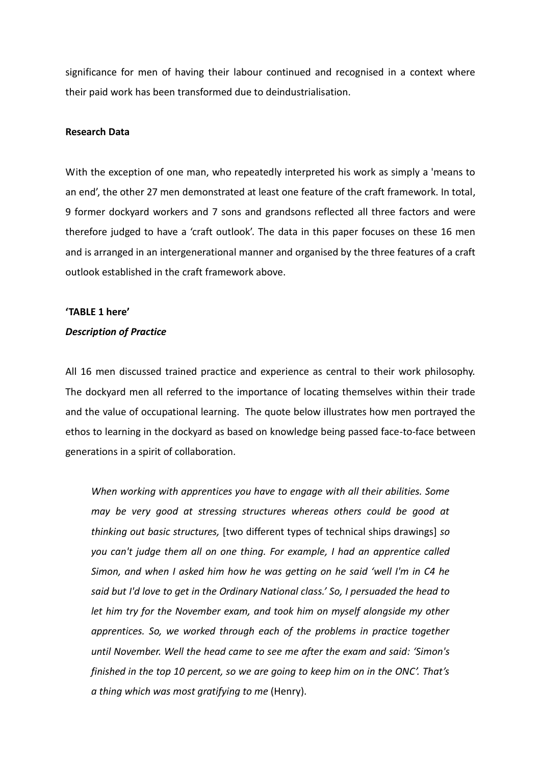significance for men of having their labour continued and recognised in a context where their paid work has been transformed due to deindustrialisation.

**Research Data**

With the exception of one man, who repeatedly interpreted his work as simply a 'means to an end', the other 27 men demonstrated at least one feature of the craft framework. In total, 9 former dockyard workers and 7 sons and grandsons reflected all three factors and were therefore judged to have a 'craft outlook'. The data in this paper focuses on these 16 men and is arranged in an intergenerational manner and organised by the three features of a craft outlook established in the craft framework above.

**'TABLE 1 here'**

***Description of Practice***

All 16 men discussed trained practice and experience as central to their work philosophy. The dockyard men all referred to the importance of locating themselves within their trade and the value of occupational learning. The quote below illustrates how men portrayed the ethos to learning in the dockyard as based on knowledge being passed face-to-face between generations in a spirit of collaboration.

> *When working with apprentices you have to engage with all their abilities. Some may be very good at stressing structures whereas others could be good at thinking out basic structures,* [two different types of technical ships drawings] *so you can't judge them all on one thing. For example, I had an apprentice called Simon, and when I asked him how he was getting on he said 'well I'm in C4 he said but I'd love to get in the Ordinary National class.' So, I persuaded the head to let him try for the November exam, and took him on myself alongside my other apprentices. So, we worked through each of the problems in practice together until November. Well the head came to see me after the exam and said: 'Simon's finished in the top 10 percent, so we are going to keep him on in the ONC'. That's a thing which was most gratifying to me* (Henry).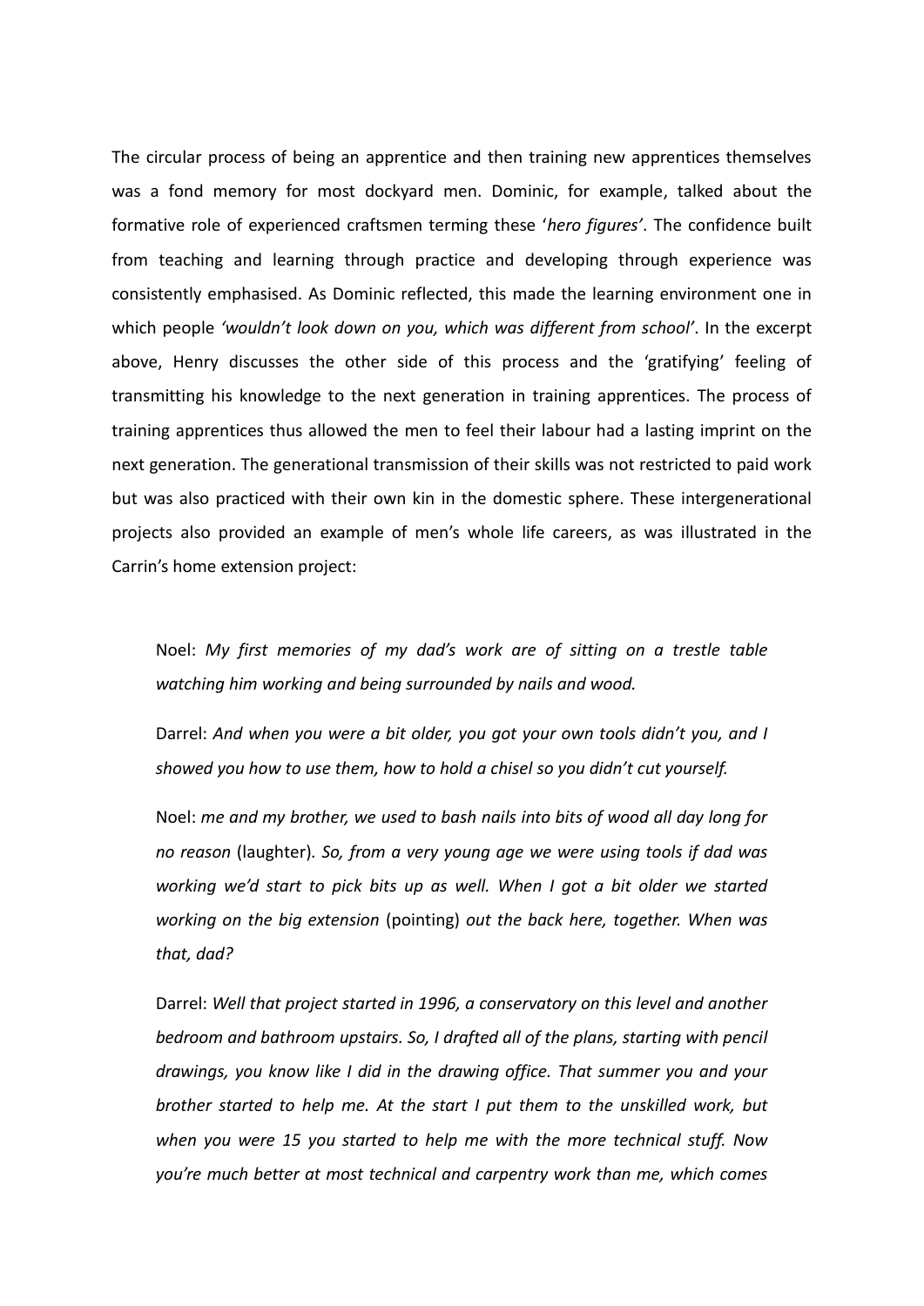The circular process of being an apprentice and then training new apprentices themselves was a fond memory for most dockyard men. Dominic, for example, talked about the formative role of experienced craftsmen terming these '*hero figures*'. The confidence built from teaching and learning through practice and developing through experience was consistently emphasised. As Dominic reflected, this made the learning environment one in which people *'wouldn't look down on you, which was different from school'*. In the excerpt above, Henry discusses the other side of this process and the 'gratifying' feeling of transmitting his knowledge to the next generation in training apprentices. The process of training apprentices thus allowed the men to feel their labour had a lasting imprint on the next generation. The generational transmission of their skills was not restricted to paid work but was also practiced with their own kin in the domestic sphere. These intergenerational projects also provided an example of men's whole life careers, as was illustrated in the Carrin's home extension project:

> Noel: *My first memories of my dad's work are of sitting on a trestle table watching him working and being surrounded by nails and wood.*
>
> Darrel: *And when you were a bit older, you got your own tools didn't you, and I showed you how to use them, how to hold a chisel so you didn't cut yourself.*
>
> Noel: *me and my brother, we used to bash nails into bits of wood all day long for no reason* (laughter)*. So, from a very young age we were using tools if dad was working we'd start to pick bits up as well. When I got a bit older we started working on the big extension* (pointing) *out the back here, together. When was that, dad?*
>
> Darrel: *Well that project started in 1996, a conservatory on this level and another bedroom and bathroom upstairs. So, I drafted all of the plans, starting with pencil drawings, you know like I did in the drawing office. That summer you and your brother started to help me. At the start I put them to the unskilled work, but when you were 15 you started to help me with the more technical stuff. Now you're much better at most technical and carpentry work than me, which comes*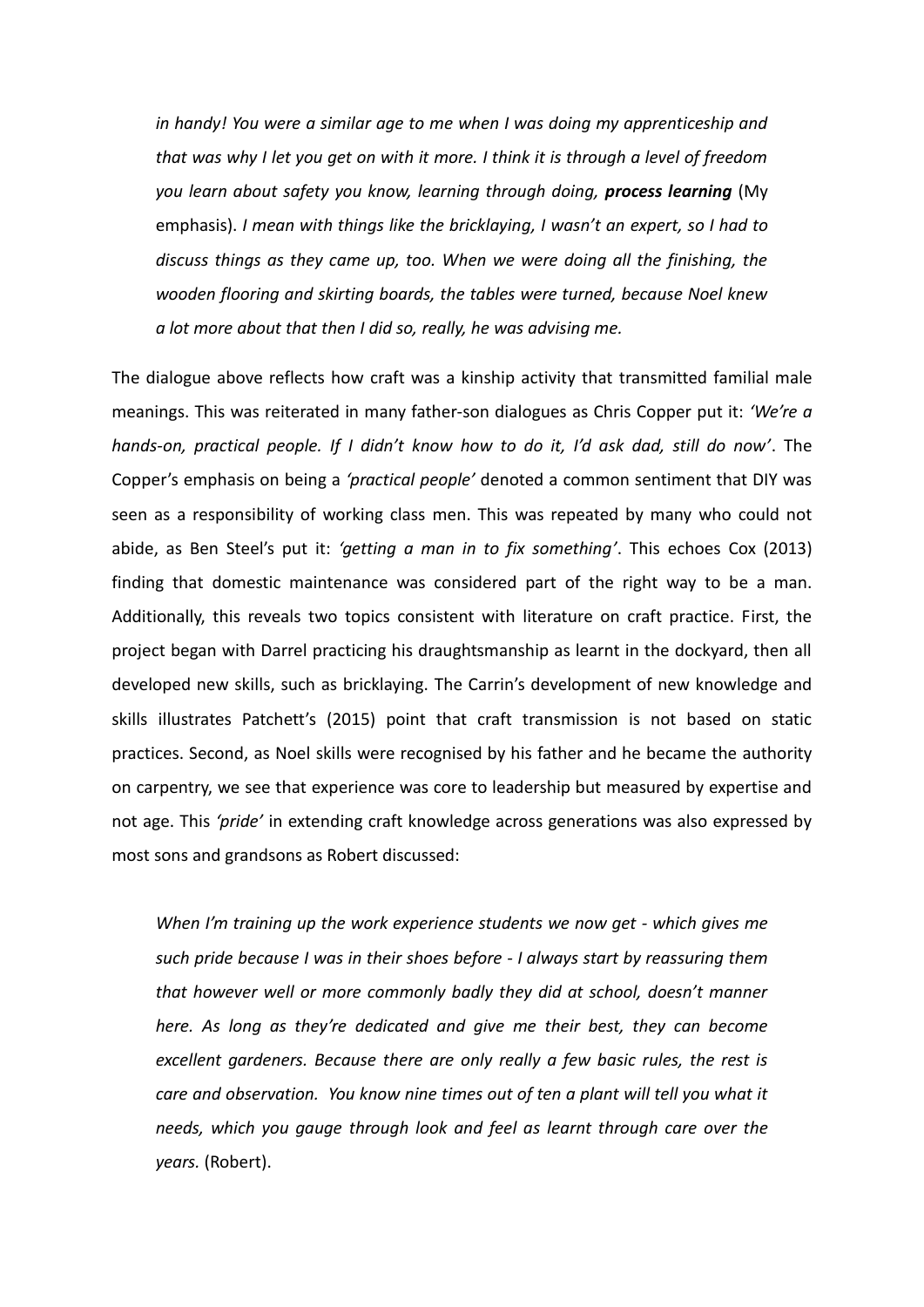> *in handy! You were a similar age to me when I was doing my apprenticeship and that was why I let you get on with it more. I think it is through a level of freedom you learn about safety you know, learning through doing,* ***process learning*** (My emphasis). *I mean with things like the bricklaying, I wasn't an expert, so I had to discuss things as they came up, too. When we were doing all the finishing, the wooden flooring and skirting boards, the tables were turned, because Noel knew a lot more about that then I did so, really, he was advising me.*

The dialogue above reflects how craft was a kinship activity that transmitted familial male meanings. This was reiterated in many father-son dialogues as Chris Copper put it: *'We're a hands-on, practical people. If I didn't know how to do it, I'd ask dad, still do now'*. The Copper's emphasis on being a *'practical people'* denoted a common sentiment that DIY was seen as a responsibility of working class men. This was repeated by many who could not abide, as Ben Steel's put it: *'getting a man in to fix something'*. This echoes Cox (2013) finding that domestic maintenance was considered part of the right way to be a man. Additionally, this reveals two topics consistent with literature on craft practice. First, the project began with Darrel practicing his draughtsmanship as learnt in the dockyard, then all developed new skills, such as bricklaying. The Carrin's development of new knowledge and skills illustrates Patchett's (2015) point that craft transmission is not based on static practices. Second, as Noel skills were recognised by his father and he became the authority on carpentry, we see that experience was core to leadership but measured by expertise and not age. This *'pride'* in extending craft knowledge across generations was also expressed by most sons and grandsons as Robert discussed:

> *When I'm training up the work experience students we now get - which gives me such pride because I was in their shoes before - I always start by reassuring them that however well or more commonly badly they did at school, doesn't manner here. As long as they're dedicated and give me their best, they can become excellent gardeners. Because there are only really a few basic rules, the rest is care and observation. You know nine times out of ten a plant will tell you what it needs, which you gauge through look and feel as learnt through care over the years.* (Robert).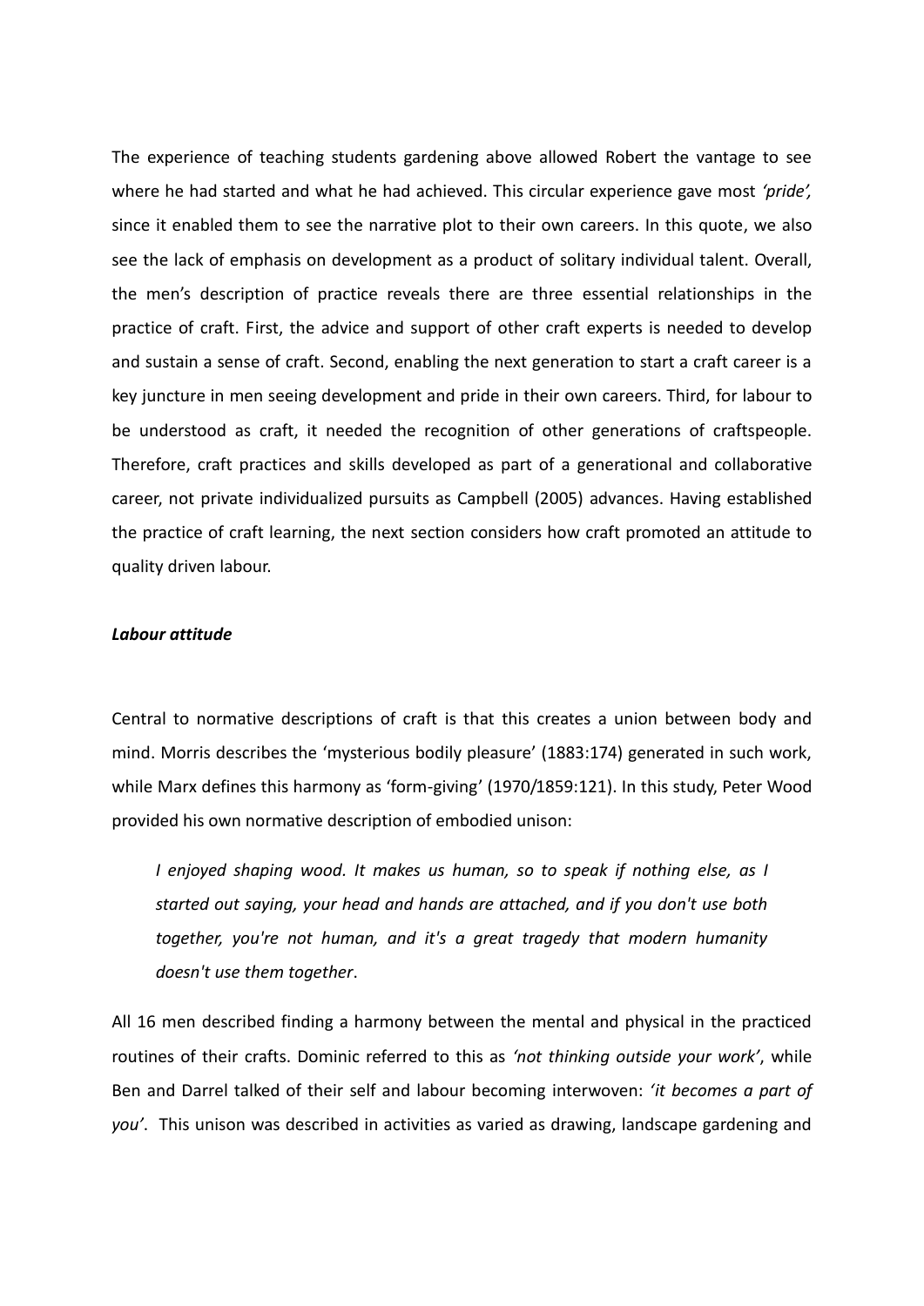The experience of teaching students gardening above allowed Robert the vantage to see where he had started and what he had achieved. This circular experience gave most *'pride',* since it enabled them to see the narrative plot to their own careers. In this quote, we also see the lack of emphasis on development as a product of solitary individual talent. Overall, the men's description of practice reveals there are three essential relationships in the practice of craft. First, the advice and support of other craft experts is needed to develop and sustain a sense of craft. Second, enabling the next generation to start a craft career is a key juncture in men seeing development and pride in their own careers. Third, for labour to be understood as craft, it needed the recognition of other generations of craftspeople. Therefore, craft practices and skills developed as part of a generational and collaborative career, not private individualized pursuits as Campbell (2005) advances. Having established the practice of craft learning, the next section considers how craft promoted an attitude to quality driven labour.

### *Labour attitude*

Central to normative descriptions of craft is that this creates a union between body and mind. Morris describes the 'mysterious bodily pleasure' (1883:174) generated in such work, while Marx defines this harmony as 'form-giving' (1970/1859:121). In this study, Peter Wood provided his own normative description of embodied unison:

> *I enjoyed shaping wood. It makes us human, so to speak if nothing else, as I started out saying, your head and hands are attached, and if you don't use both together, you're not human, and it's a great tragedy that modern humanity doesn't use them together*.

All 16 men described finding a harmony between the mental and physical in the practiced routines of their crafts. Dominic referred to this as *'not thinking outside your work'*, while Ben and Darrel talked of their self and labour becoming interwoven: *'it becomes a part of you'*. This unison was described in activities as varied as drawing, landscape gardening and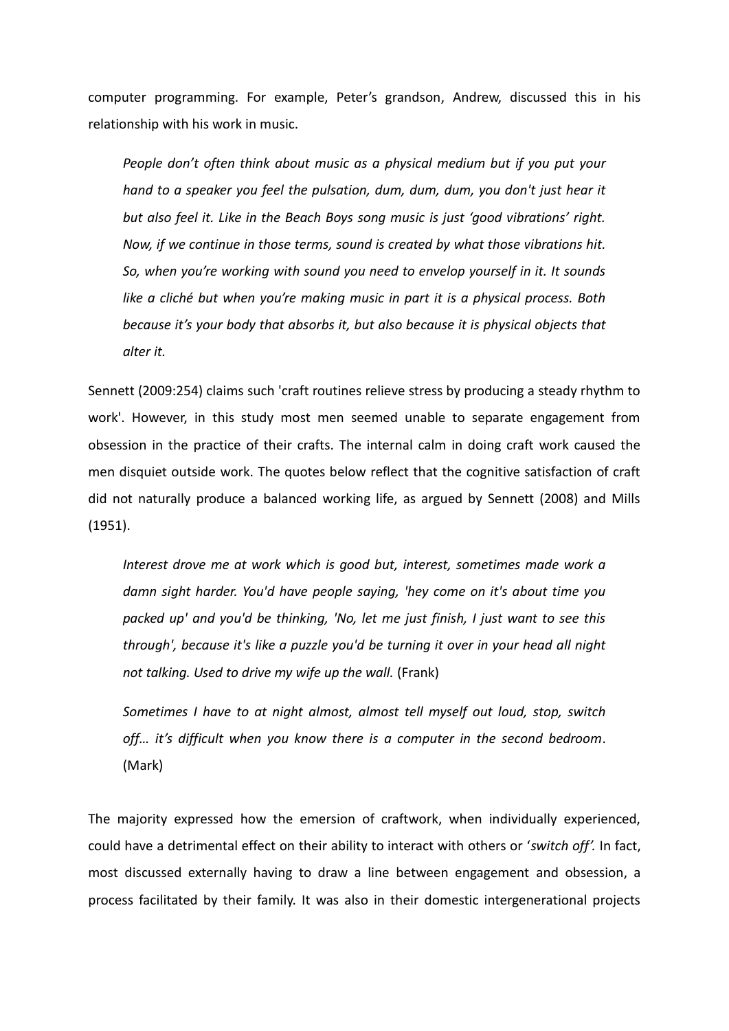computer programming. For example, Peter's grandson, Andrew, discussed this in his relationship with his work in music.

> *People don't often think about music as a physical medium but if you put your hand to a speaker you feel the pulsation, dum, dum, dum, you don't just hear it but also feel it. Like in the Beach Boys song music is just 'good vibrations' right. Now, if we continue in those terms, sound is created by what those vibrations hit. So, when you're working with sound you need to envelop yourself in it. It sounds like a cliché but when you're making music in part it is a physical process. Both because it's your body that absorbs it, but also because it is physical objects that alter it.*

Sennett (2009:254) claims such 'craft routines relieve stress by producing a steady rhythm to work'. However, in this study most men seemed unable to separate engagement from obsession in the practice of their crafts. The internal calm in doing craft work caused the men disquiet outside work. The quotes below reflect that the cognitive satisfaction of craft did not naturally produce a balanced working life, as argued by Sennett (2008) and Mills (1951).

> *Interest drove me at work which is good but, interest, sometimes made work a damn sight harder. You'd have people saying, 'hey come on it's about time you packed up' and you'd be thinking, 'No, let me just finish, I just want to see this through', because it's like a puzzle you'd be turning it over in your head all night not talking. Used to drive my wife up the wall.* (Frank)

> *Sometimes I have to at night almost, almost tell myself out loud, stop, switch off… it's difficult when you know there is a computer in the second bedroom*. (Mark)

The majority expressed how the emersion of craftwork, when individually experienced, could have a detrimental effect on their ability to interact with others or '*switch off'.* In fact, most discussed externally having to draw a line between engagement and obsession, a process facilitated by their family. It was also in their domestic intergenerational projects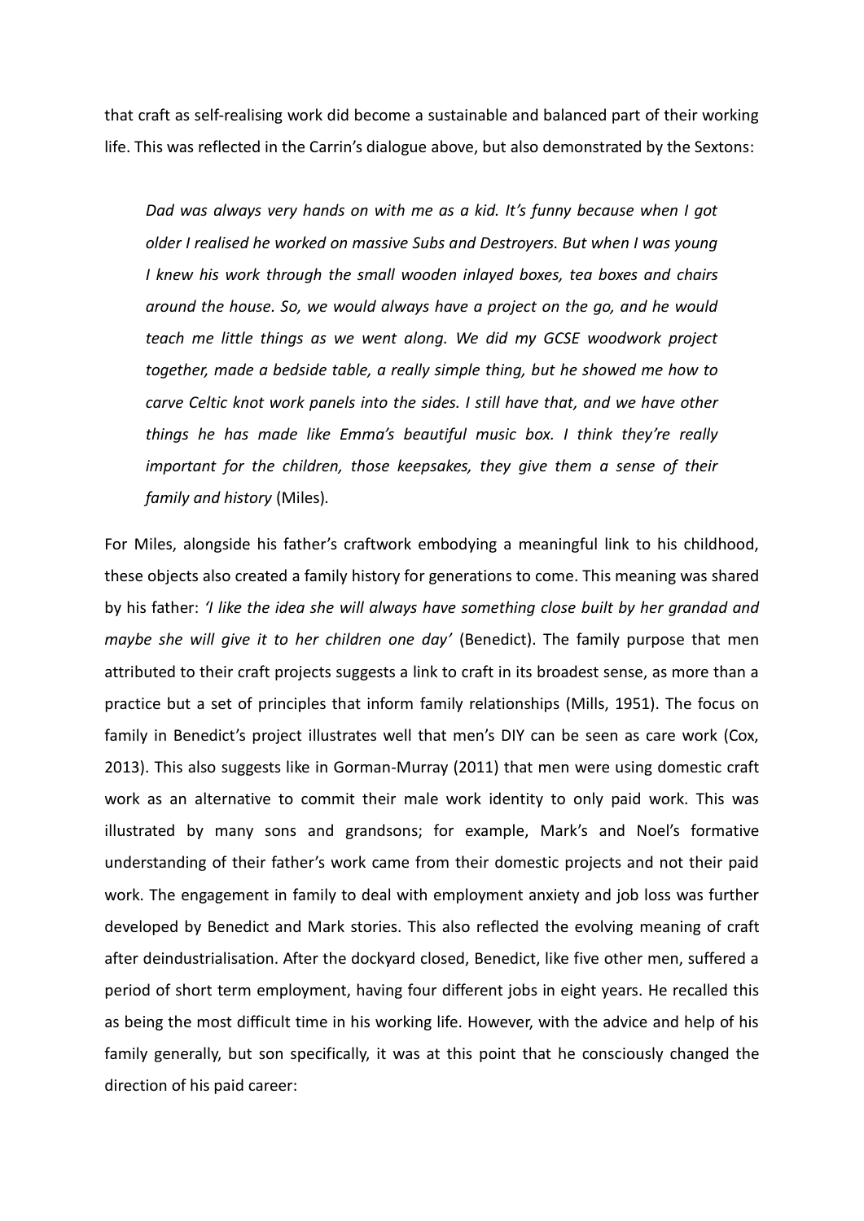that craft as self-realising work did become a sustainable and balanced part of their working life. This was reflected in the Carrin's dialogue above, but also demonstrated by the Sextons:

> *Dad was always very hands on with me as a kid. It's funny because when I got older I realised he worked on massive Subs and Destroyers. But when I was young I knew his work through the small wooden inlayed boxes, tea boxes and chairs around the house. So, we would always have a project on the go, and he would teach me little things as we went along. We did my GCSE woodwork project together, made a bedside table, a really simple thing, but he showed me how to carve Celtic knot work panels into the sides. I still have that, and we have other things he has made like Emma's beautiful music box. I think they're really important for the children, those keepsakes, they give them a sense of their family and history* (Miles).

For Miles, alongside his father's craftwork embodying a meaningful link to his childhood, these objects also created a family history for generations to come. This meaning was shared by his father: *'I like the idea she will always have something close built by her grandad and maybe she will give it to her children one day'* (Benedict). The family purpose that men attributed to their craft projects suggests a link to craft in its broadest sense, as more than a practice but a set of principles that inform family relationships (Mills, 1951). The focus on family in Benedict's project illustrates well that men's DIY can be seen as care work (Cox, 2013). This also suggests like in Gorman-Murray (2011) that men were using domestic craft work as an alternative to commit their male work identity to only paid work. This was illustrated by many sons and grandsons; for example, Mark's and Noel's formative understanding of their father's work came from their domestic projects and not their paid work. The engagement in family to deal with employment anxiety and job loss was further developed by Benedict and Mark stories. This also reflected the evolving meaning of craft after deindustrialisation. After the dockyard closed, Benedict, like five other men, suffered a period of short term employment, having four different jobs in eight years. He recalled this as being the most difficult time in his working life. However, with the advice and help of his family generally, but son specifically, it was at this point that he consciously changed the direction of his paid career: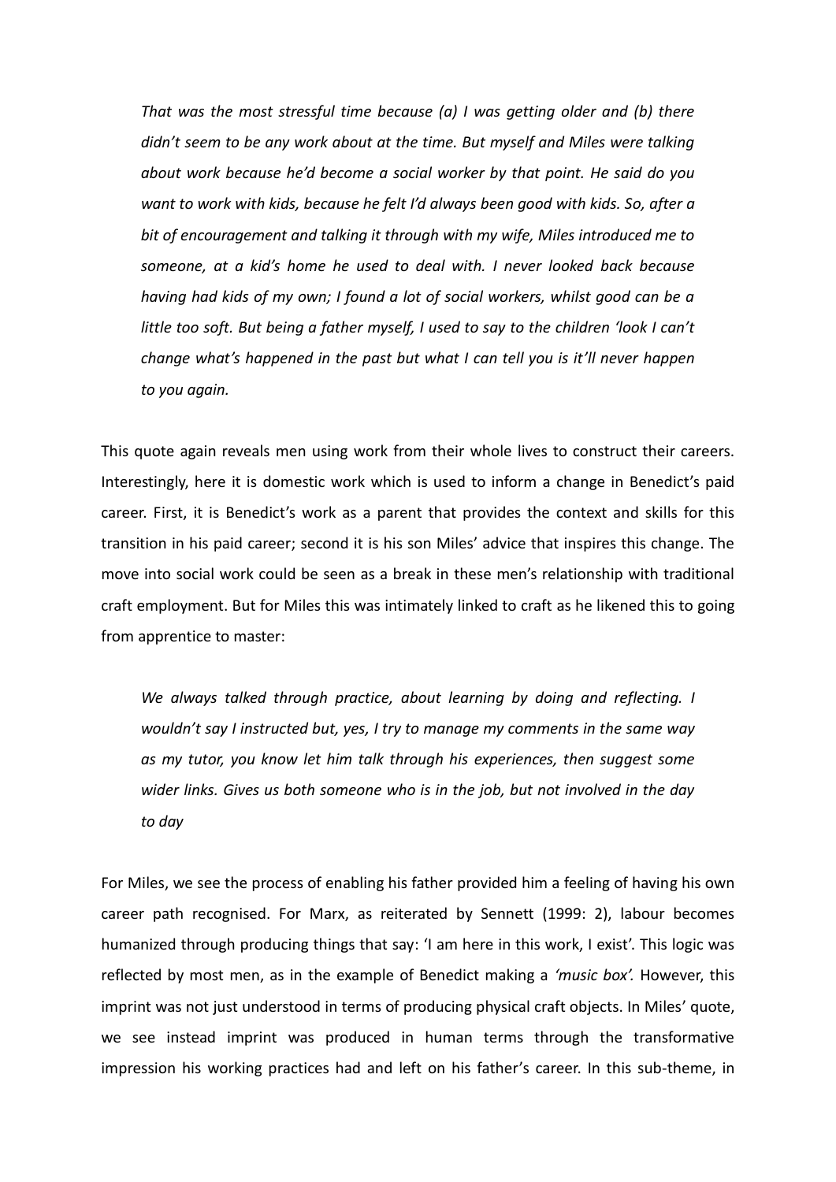*That was the most stressful time because (a) I was getting older and (b) there didn't seem to be any work about at the time. But myself and Miles were talking about work because he'd become a social worker by that point. He said do you want to work with kids, because he felt I'd always been good with kids. So, after a bit of encouragement and talking it through with my wife, Miles introduced me to someone, at a kid's home he used to deal with. I never looked back because having had kids of my own; I found a lot of social workers, whilst good can be a little too soft. But being a father myself, I used to say to the children 'look I can't change what's happened in the past but what I can tell you is it'll never happen to you again.*

This quote again reveals men using work from their whole lives to construct their careers. Interestingly, here it is domestic work which is used to inform a change in Benedict's paid career. First, it is Benedict's work as a parent that provides the context and skills for this transition in his paid career; second it is his son Miles' advice that inspires this change. The move into social work could be seen as a break in these men's relationship with traditional craft employment. But for Miles this was intimately linked to craft as he likened this to going from apprentice to master:

*We always talked through practice, about learning by doing and reflecting. I wouldn't say I instructed but, yes, I try to manage my comments in the same way as my tutor, you know let him talk through his experiences, then suggest some wider links. Gives us both someone who is in the job, but not involved in the day to day*

For Miles, we see the process of enabling his father provided him a feeling of having his own career path recognised. For Marx, as reiterated by Sennett (1999: 2), labour becomes humanized through producing things that say: 'I am here in this work, I exist'. This logic was reflected by most men, as in the example of Benedict making a *'music box'.* However, this imprint was not just understood in terms of producing physical craft objects. In Miles' quote, we see instead imprint was produced in human terms through the transformative impression his working practices had and left on his father's career. In this sub-theme, in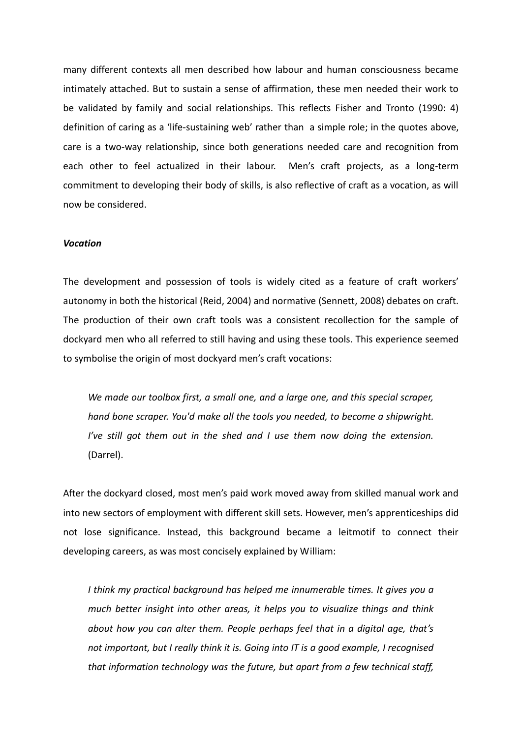many different contexts all men described how labour and human consciousness became intimately attached. But to sustain a sense of affirmation, these men needed their work to be validated by family and social relationships. This reflects Fisher and Tronto (1990: 4) definition of caring as a 'life-sustaining web' rather than a simple role; in the quotes above, care is a two-way relationship, since both generations needed care and recognition from each other to feel actualized in their labour. Men's craft projects, as a long-term commitment to developing their body of skills, is also reflective of craft as a vocation, as will now be considered.

***Vocation***

The development and possession of tools is widely cited as a feature of craft workers' autonomy in both the historical (Reid, 2004) and normative (Sennett, 2008) debates on craft. The production of their own craft tools was a consistent recollection for the sample of dockyard men who all referred to still having and using these tools. This experience seemed to symbolise the origin of most dockyard men's craft vocations:

> *We made our toolbox first, a small one, and a large one, and this special scraper, hand bone scraper. You'd make all the tools you needed, to become a shipwright. I've still got them out in the shed and I use them now doing the extension.* (Darrel).

After the dockyard closed, most men's paid work moved away from skilled manual work and into new sectors of employment with different skill sets. However, men's apprenticeships did not lose significance. Instead, this background became a leitmotif to connect their developing careers, as was most concisely explained by William:

> *I think my practical background has helped me innumerable times. It gives you a much better insight into other areas, it helps you to visualize things and think about how you can alter them. People perhaps feel that in a digital age, that's not important, but I really think it is. Going into IT is a good example, I recognised that information technology was the future, but apart from a few technical staff,*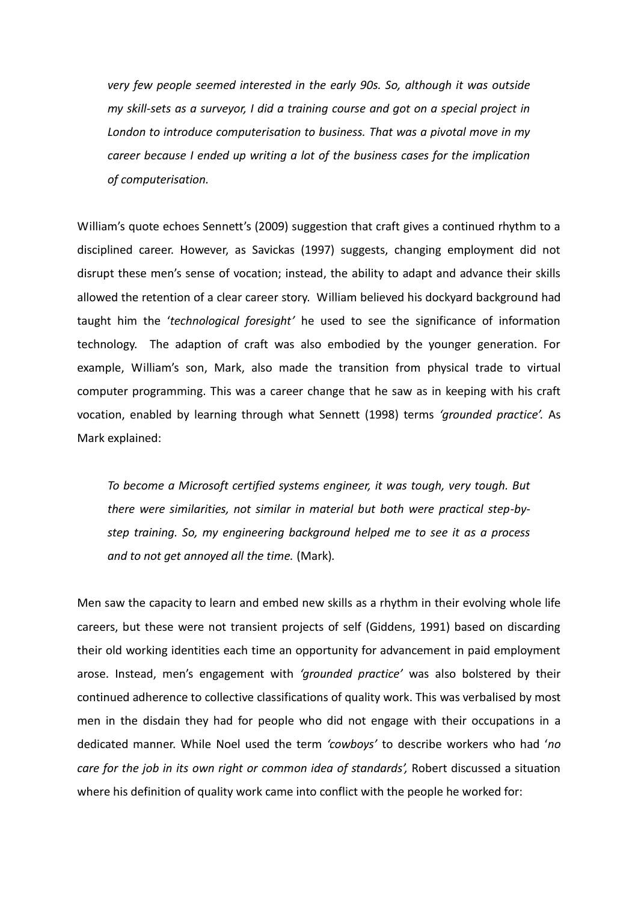> *very few people seemed interested in the early 90s. So, although it was outside my skill-sets as a surveyor, I did a training course and got on a special project in London to introduce computerisation to business. That was a pivotal move in my career because I ended up writing a lot of the business cases for the implication of computerisation.*

William's quote echoes Sennett's (2009) suggestion that craft gives a continued rhythm to a disciplined career. However, as Savickas (1997) suggests, changing employment did not disrupt these men's sense of vocation; instead, the ability to adapt and advance their skills allowed the retention of a clear career story. William believed his dockyard background had taught him the '*technological foresight'* he used to see the significance of information technology. The adaption of craft was also embodied by the younger generation. For example, William's son, Mark, also made the transition from physical trade to virtual computer programming. This was a career change that he saw as in keeping with his craft vocation, enabled by learning through what Sennett (1998) terms *'grounded practice'.* As Mark explained:

> *To become a Microsoft certified systems engineer, it was tough, very tough. But there were similarities, not similar in material but both were practical step-by-step training. So, my engineering background helped me to see it as a process and to not get annoyed all the time.* (Mark).

Men saw the capacity to learn and embed new skills as a rhythm in their evolving whole life careers, but these were not transient projects of self (Giddens, 1991) based on discarding their old working identities each time an opportunity for advancement in paid employment arose. Instead, men's engagement with *'grounded practice'* was also bolstered by their continued adherence to collective classifications of quality work. This was verbalised by most men in the disdain they had for people who did not engage with their occupations in a dedicated manner. While Noel used the term *'cowboys'* to describe workers who had '*no care for the job in its own right or common idea of standards',* Robert discussed a situation where his definition of quality work came into conflict with the people he worked for: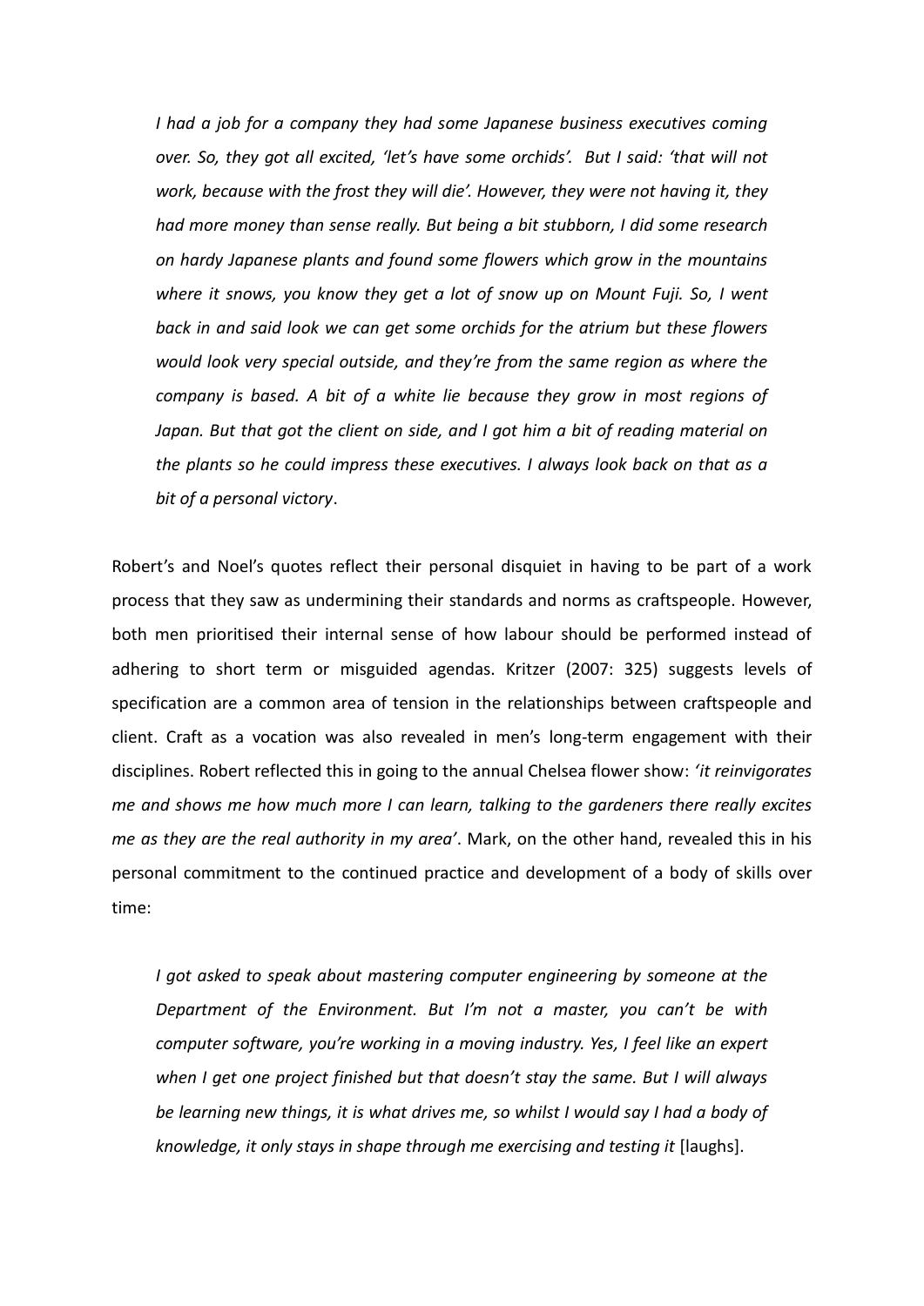> *I had a job for a company they had some Japanese business executives coming over. So, they got all excited, 'let's have some orchids'. But I said: 'that will not work, because with the frost they will die'. However, they were not having it, they had more money than sense really. But being a bit stubborn, I did some research on hardy Japanese plants and found some flowers which grow in the mountains where it snows, you know they get a lot of snow up on Mount Fuji. So, I went back in and said look we can get some orchids for the atrium but these flowers would look very special outside, and they're from the same region as where the company is based. A bit of a white lie because they grow in most regions of Japan. But that got the client on side, and I got him a bit of reading material on the plants so he could impress these executives. I always look back on that as a bit of a personal victory*.

Robert's and Noel's quotes reflect their personal disquiet in having to be part of a work process that they saw as undermining their standards and norms as craftspeople. However, both men prioritised their internal sense of how labour should be performed instead of adhering to short term or misguided agendas. Kritzer (2007: 325) suggests levels of specification are a common area of tension in the relationships between craftspeople and client. Craft as a vocation was also revealed in men's long-term engagement with their disciplines. Robert reflected this in going to the annual Chelsea flower show: *'it reinvigorates me and shows me how much more I can learn, talking to the gardeners there really excites me as they are the real authority in my area'*. Mark, on the other hand, revealed this in his personal commitment to the continued practice and development of a body of skills over time:

> *I got asked to speak about mastering computer engineering by someone at the Department of the Environment. But I'm not a master, you can't be with computer software, you're working in a moving industry. Yes, I feel like an expert when I get one project finished but that doesn't stay the same. But I will always be learning new things, it is what drives me, so whilst I would say I had a body of knowledge, it only stays in shape through me exercising and testing it* [laughs].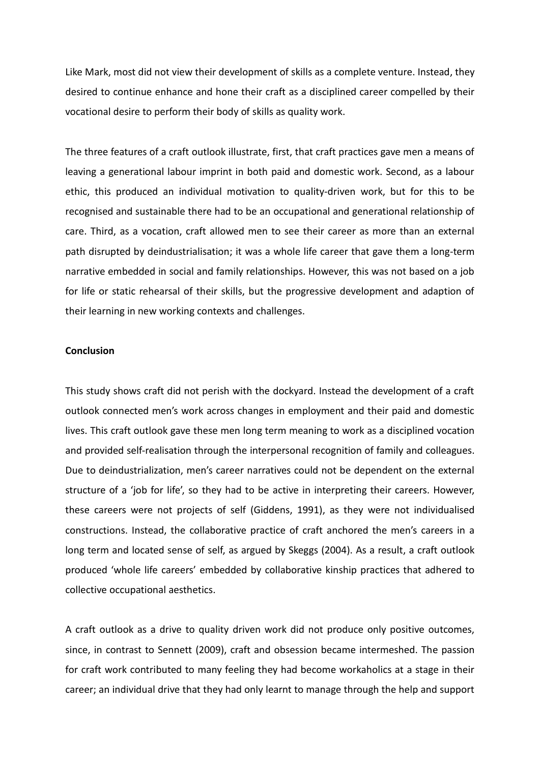Like Mark, most did not view their development of skills as a complete venture. Instead, they desired to continue enhance and hone their craft as a disciplined career compelled by their vocational desire to perform their body of skills as quality work.

The three features of a craft outlook illustrate, first, that craft practices gave men a means of leaving a generational labour imprint in both paid and domestic work. Second, as a labour ethic, this produced an individual motivation to quality-driven work, but for this to be recognised and sustainable there had to be an occupational and generational relationship of care. Third, as a vocation, craft allowed men to see their career as more than an external path disrupted by deindustrialisation; it was a whole life career that gave them a long-term narrative embedded in social and family relationships. However, this was not based on a job for life or static rehearsal of their skills, but the progressive development and adaption of their learning in new working contexts and challenges.

**Conclusion**

This study shows craft did not perish with the dockyard. Instead the development of a craft outlook connected men's work across changes in employment and their paid and domestic lives. This craft outlook gave these men long term meaning to work as a disciplined vocation and provided self-realisation through the interpersonal recognition of family and colleagues. Due to deindustrialization, men's career narratives could not be dependent on the external structure of a 'job for life', so they had to be active in interpreting their careers. However, these careers were not projects of self (Giddens, 1991), as they were not individualised constructions. Instead, the collaborative practice of craft anchored the men's careers in a long term and located sense of self, as argued by Skeggs (2004). As a result, a craft outlook produced 'whole life careers' embedded by collaborative kinship practices that adhered to collective occupational aesthetics.

A craft outlook as a drive to quality driven work did not produce only positive outcomes, since, in contrast to Sennett (2009), craft and obsession became intermeshed. The passion for craft work contributed to many feeling they had become workaholics at a stage in their career; an individual drive that they had only learnt to manage through the help and support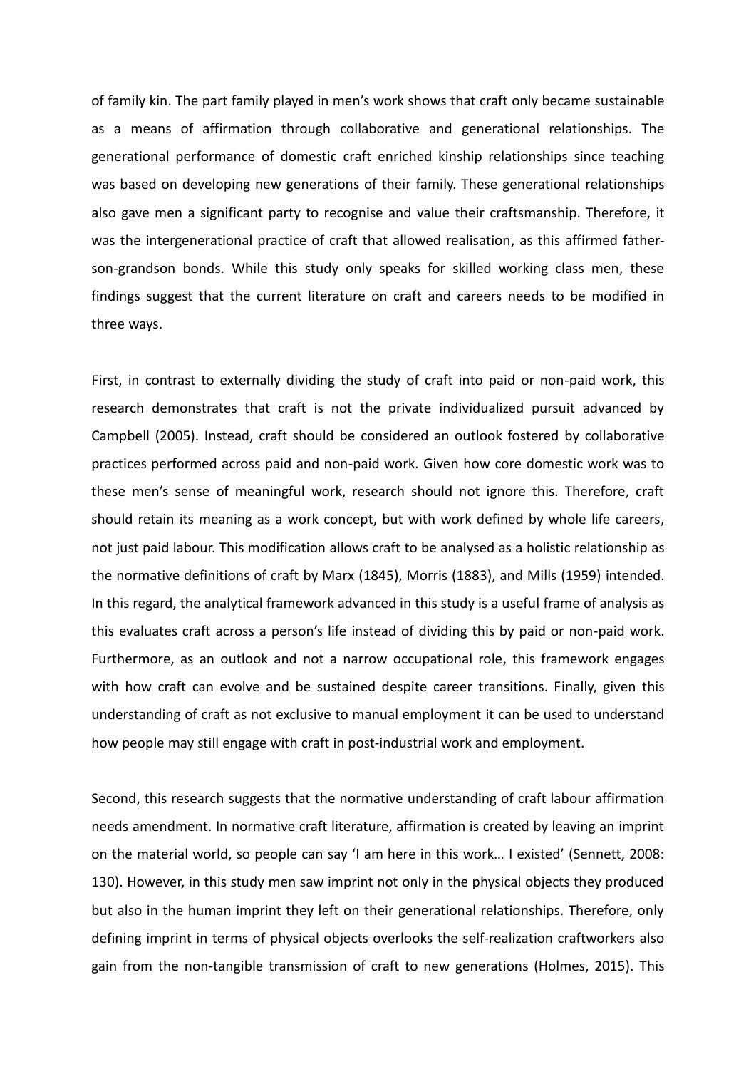of family kin. The part family played in men's work shows that craft only became sustainable as a means of affirmation through collaborative and generational relationships. The generational performance of domestic craft enriched kinship relationships since teaching was based on developing new generations of their family. These generational relationships also gave men a significant party to recognise and value their craftsmanship. Therefore, it was the intergenerational practice of craft that allowed realisation, as this affirmed father-son-grandson bonds. While this study only speaks for skilled working class men, these findings suggest that the current literature on craft and careers needs to be modified in three ways.

First, in contrast to externally dividing the study of craft into paid or non-paid work, this research demonstrates that craft is not the private individualized pursuit advanced by Campbell (2005). Instead, craft should be considered an outlook fostered by collaborative practices performed across paid and non-paid work. Given how core domestic work was to these men's sense of meaningful work, research should not ignore this. Therefore, craft should retain its meaning as a work concept, but with work defined by whole life careers, not just paid labour. This modification allows craft to be analysed as a holistic relationship as the normative definitions of craft by Marx (1845), Morris (1883), and Mills (1959) intended. In this regard, the analytical framework advanced in this study is a useful frame of analysis as this evaluates craft across a person's life instead of dividing this by paid or non-paid work. Furthermore, as an outlook and not a narrow occupational role, this framework engages with how craft can evolve and be sustained despite career transitions. Finally, given this understanding of craft as not exclusive to manual employment it can be used to understand how people may still engage with craft in post-industrial work and employment.

Second, this research suggests that the normative understanding of craft labour affirmation needs amendment. In normative craft literature, affirmation is created by leaving an imprint on the material world, so people can say 'I am here in this work… I existed' (Sennett, 2008: 130). However, in this study men saw imprint not only in the physical objects they produced but also in the human imprint they left on their generational relationships. Therefore, only defining imprint in terms of physical objects overlooks the self-realization craftworkers also gain from the non-tangible transmission of craft to new generations (Holmes, 2015). This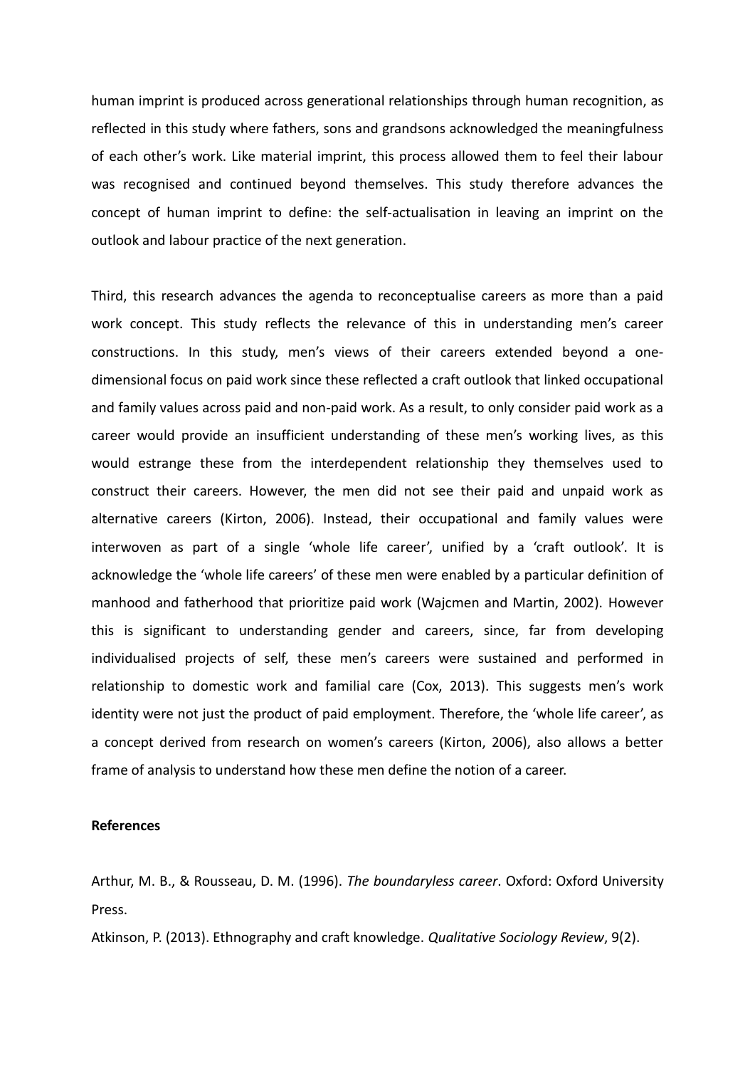human imprint is produced across generational relationships through human recognition, as reflected in this study where fathers, sons and grandsons acknowledged the meaningfulness of each other's work. Like material imprint, this process allowed them to feel their labour was recognised and continued beyond themselves. This study therefore advances the concept of human imprint to define: the self-actualisation in leaving an imprint on the outlook and labour practice of the next generation.

Third, this research advances the agenda to reconceptualise careers as more than a paid work concept. This study reflects the relevance of this in understanding men's career constructions. In this study, men's views of their careers extended beyond a one-dimensional focus on paid work since these reflected a craft outlook that linked occupational and family values across paid and non-paid work. As a result, to only consider paid work as a career would provide an insufficient understanding of these men's working lives, as this would estrange these from the interdependent relationship they themselves used to construct their careers. However, the men did not see their paid and unpaid work as alternative careers (Kirton, 2006). Instead, their occupational and family values were interwoven as part of a single 'whole life career', unified by a 'craft outlook'. It is acknowledge the 'whole life careers' of these men were enabled by a particular definition of manhood and fatherhood that prioritize paid work (Wajcmen and Martin, 2002). However this is significant to understanding gender and careers, since, far from developing individualised projects of self, these men's careers were sustained and performed in relationship to domestic work and familial care (Cox, 2013). This suggests men's work identity were not just the product of paid employment. Therefore, the 'whole life career', as a concept derived from research on women's careers (Kirton, 2006), also allows a better frame of analysis to understand how these men define the notion of a career.

**References**

Arthur, M. B., & Rousseau, D. M. (1996). *The boundaryless career*. Oxford: Oxford University Press.

Atkinson, P. (2013). Ethnography and craft knowledge. *Qualitative Sociology Review*, 9(2).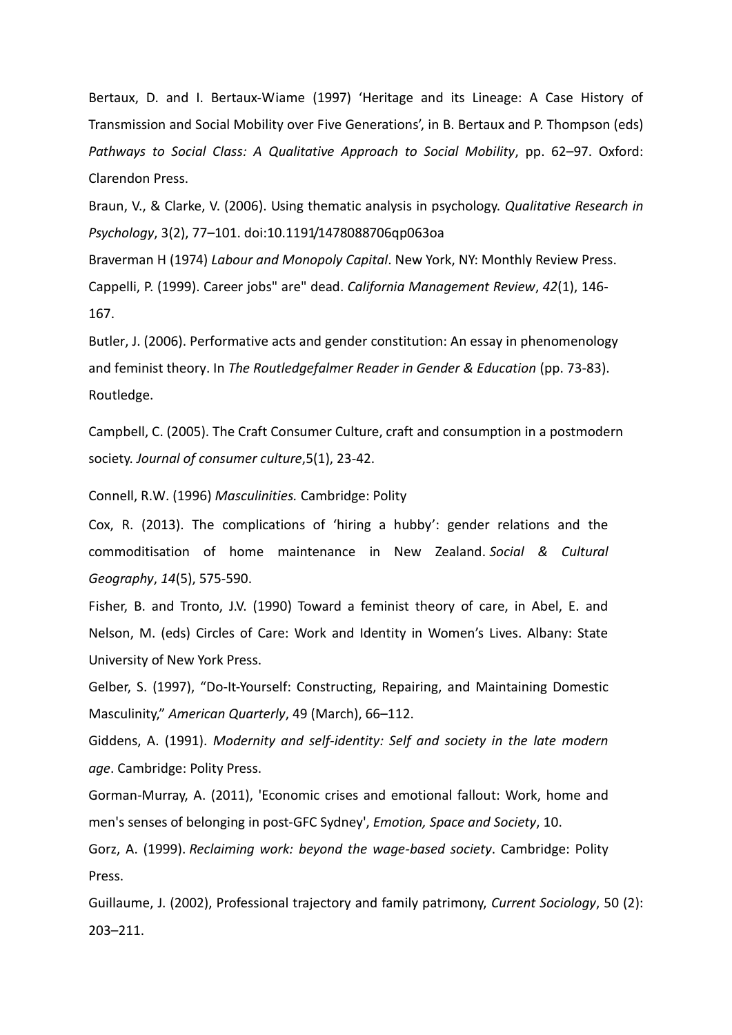Bertaux, D. and I. Bertaux-Wiame (1997) 'Heritage and its Lineage: A Case History of Transmission and Social Mobility over Five Generations', in B. Bertaux and P. Thompson (eds) *Pathways to Social Class: A Qualitative Approach to Social Mobility*, pp. 62–97. Oxford: Clarendon Press.

Braun, V., & Clarke, V. (2006). Using thematic analysis in psychology. *Qualitative Research in Psychology*, 3(2), 77–101. doi:10.1191/1478088706qp063oa

Braverman H (1974) *Labour and Monopoly Capital*. New York, NY: Monthly Review Press.

Cappelli, P. (1999). Career jobs" are" dead. *California Management Review*, *42*(1), 146-167.

Butler, J. (2006). Performative acts and gender constitution: An essay in phenomenology and feminist theory. In *The Routledgefalmer Reader in Gender & Education* (pp. 73-83). Routledge.

Campbell, C. (2005). The Craft Consumer Culture, craft and consumption in a postmodern society. *Journal of consumer culture*,5(1), 23-42.

Connell, R.W. (1996) *Masculinities.* Cambridge: Polity

Cox, R. (2013). The complications of 'hiring a hubby': gender relations and the commoditisation of home maintenance in New Zealand. *Social & Cultural Geography*, *14*(5), 575-590.

Fisher, B. and Tronto, J.V. (1990) Toward a feminist theory of care, in Abel, E. and Nelson, M. (eds) Circles of Care: Work and Identity in Women's Lives. Albany: State University of New York Press.

Gelber, S. (1997), "Do-It-Yourself: Constructing, Repairing, and Maintaining Domestic Masculinity," *American Quarterly*, 49 (March), 66–112.

Giddens, A. (1991). *Modernity and self-identity: Self and society in the late modern age*. Cambridge: Polity Press.

Gorman-Murray, A. (2011), 'Economic crises and emotional fallout: Work, home and men's senses of belonging in post-GFC Sydney', *Emotion, Space and Society*, 10.

Gorz, A. (1999). *Reclaiming work: beyond the wage-based society*. Cambridge: Polity Press.

Guillaume, J. (2002), Professional trajectory and family patrimony, *Current Sociology*, 50 (2): 203–211.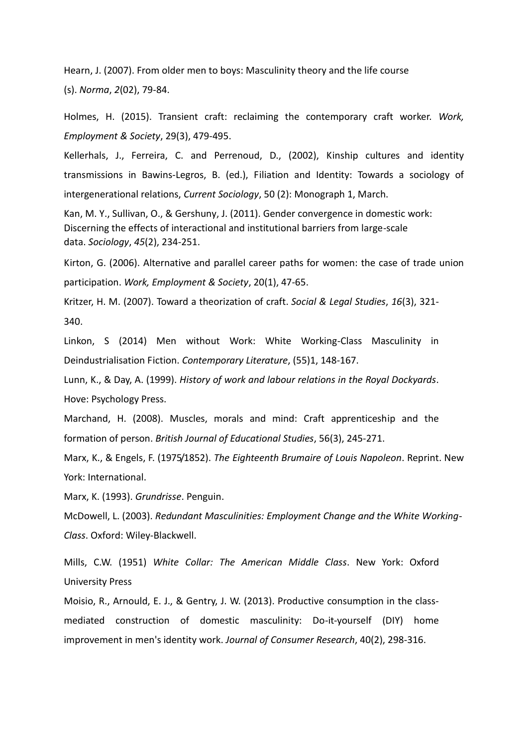Hearn, J. (2007). From older men to boys: Masculinity theory and the life course (s). *Norma*, *2*(02), 79-84.

Holmes, H. (2015). Transient craft: reclaiming the contemporary craft worker. *Work, Employment & Society*, 29(3), 479-495.

Kellerhals, J., Ferreira, C. and Perrenoud, D., (2002), Kinship cultures and identity transmissions in Bawins-Legros, B. (ed.), Filiation and Identity: Towards a sociology of intergenerational relations, *Current Sociology*, 50 (2): Monograph 1, March.

Kan, M. Y., Sullivan, O., & Gershuny, J. (2011). Gender convergence in domestic work: Discerning the effects of interactional and institutional barriers from large-scale data. *Sociology*, *45*(2), 234-251.

Kirton, G. (2006). Alternative and parallel career paths for women: the case of trade union participation. *Work, Employment & Society*, 20(1), 47-65.

Kritzer, H. M. (2007). Toward a theorization of craft. *Social & Legal Studies*, *16*(3), 321-340.

Linkon, S (2014) Men without Work: White Working-Class Masculinity in Deindustrialisation Fiction. *Contemporary Literature*, (55)1, 148-167.

Lunn, K., & Day, A. (1999). *History of work and labour relations in the Royal Dockyards*. Hove: Psychology Press.

Marchand, H. (2008). Muscles, morals and mind: Craft apprenticeship and the formation of person. *British Journal of Educational Studies*, 56(3), 245-271.

Marx, K., & Engels, F. (1975/1852). *The Eighteenth Brumaire of Louis Napoleon*. Reprint. New York: International.

Marx, K. (1993). *Grundrisse*. Penguin.

McDowell, L. (2003). *Redundant Masculinities: Employment Change and the White Working-Class*. Oxford: Wiley-Blackwell.

Mills, C.W. (1951) *White Collar: The American Middle Class*. New York: Oxford University Press

Moisio, R., Arnould, E. J., & Gentry, J. W. (2013). Productive consumption in the class-mediated construction of domestic masculinity: Do-it-yourself (DIY) home improvement in men's identity work. *Journal of Consumer Research*, 40(2), 298-316.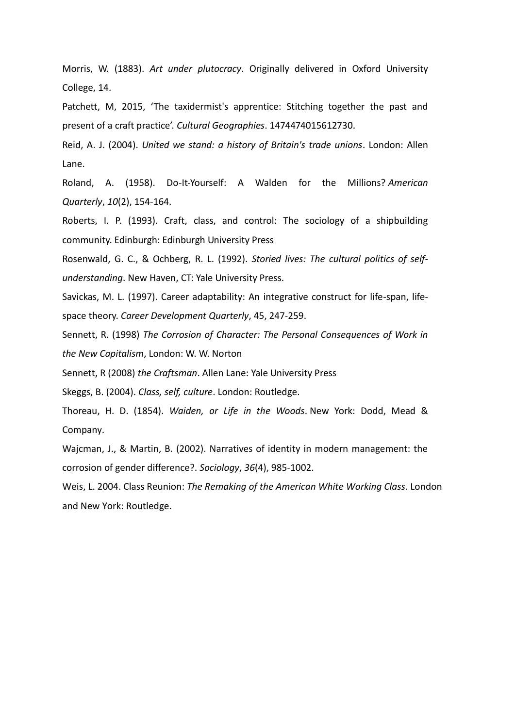Morris, W. (1883). *Art under plutocracy*. Originally delivered in Oxford University College, 14.

Patchett, M, 2015, 'The taxidermist's apprentice: Stitching together the past and present of a craft practice'. *Cultural Geographies*. 1474474015612730.

Reid, A. J. (2004). *United we stand: a history of Britain's trade unions*. London: Allen Lane.

Roland, A. (1958). Do-It-Yourself: A Walden for the Millions? *American Quarterly*, *10*(2), 154-164.

Roberts, I. P. (1993). Craft, class, and control: The sociology of a shipbuilding community. Edinburgh: Edinburgh University Press

Rosenwald, G. C., & Ochberg, R. L. (1992). *Storied lives: The cultural politics of self-understanding*. New Haven, CT: Yale University Press.

Savickas, M. L. (1997). Career adaptability: An integrative construct for life-span, life-space theory. *Career Development Quarterly*, 45, 247-259.

Sennett, R. (1998) *The Corrosion of Character: The Personal Consequences of Work in the New Capitalism*, London: W. W. Norton

Sennett, R (2008) *the Craftsman*. Allen Lane: Yale University Press

Skeggs, B. (2004). *Class, self, culture*. London: Routledge.

Thoreau, H. D. (1854). *Waiden, or Life in the Woods*. New York: Dodd, Mead & Company.

Wajcman, J., & Martin, B. (2002). Narratives of identity in modern management: the corrosion of gender difference?. *Sociology*, *36*(4), 985-1002.

Weis, L. 2004. Class Reunion: *The Remaking of the American White Working Class*. London and New York: Routledge.